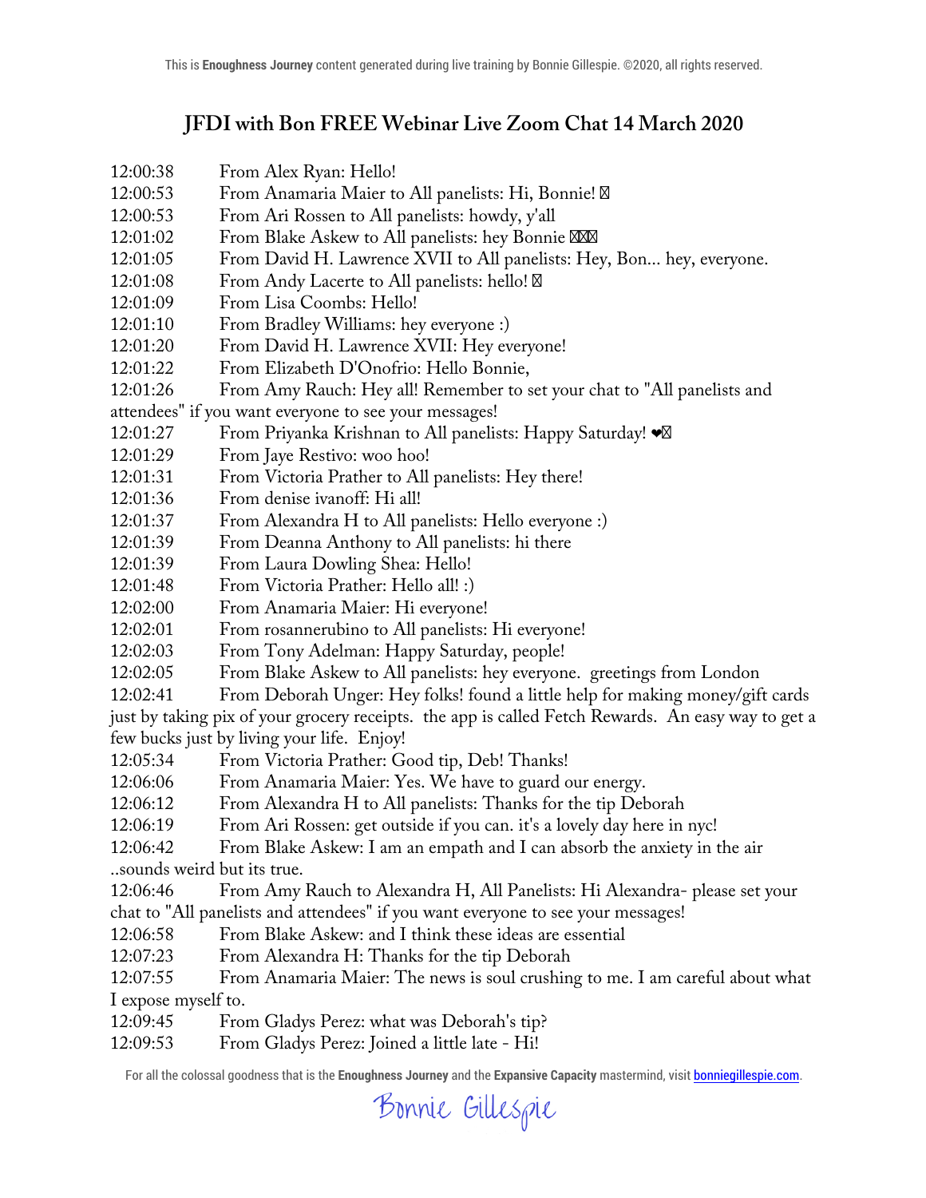## JFDI with Bon FREE Webinar Live Zoom Chat 14 March 2020

12:00:38 From Alex Ryan: Hello!
12:00:53 From Anamaria Maier to All panelists: Hi, Bonnie! 
12:00:53 From Ari Rossen to All panelists: howdy, y'all
12:01:02 From Blake Askew to All panelists: hey Bonnie 
12:01:05 From David H. Lawrence XVII to All panelists: Hey, Bon... hey, everyone.
12:01:08 From Andy Lacerte to All panelists: hello! 
12:01:09 From Lisa Coombs: Hello!
12:01:10 From Bradley Williams: hey everyone :)
12:01:20 From David H. Lawrence XVII: Hey everyone!
12:01:22 From Elizabeth D'Onofrio: Hello Bonnie,
12:01:26 From Amy Rauch: Hey all! Remember to set your chat to "All panelists and attendees" if you want everyone to see your messages!
12:01:27 From Priyanka Krishnan to All panelists: Happy Saturday! ❤
12:01:29 From Jaye Restivo: woo hoo!
12:01:31 From Victoria Prather to All panelists: Hey there!
12:01:36 From denise ivanoff: Hi all!
12:01:37 From Alexandra H to All panelists: Hello everyone :)
12:01:39 From Deanna Anthony to All panelists: hi there
12:01:39 From Laura Dowling Shea: Hello!
12:01:48 From Victoria Prather: Hello all! :)
12:02:00 From Anamaria Maier: Hi everyone!
12:02:01 From rosannerubino to All panelists: Hi everyone!
12:02:03 From Tony Adelman: Happy Saturday, people!
12:02:05 From Blake Askew to All panelists: hey everyone. greetings from London
12:02:41 From Deborah Unger: Hey folks! found a little help for making money/gift cards just by taking pix of your grocery receipts. the app is called Fetch Rewards. An easy way to get a few bucks just by living your life. Enjoy!
12:05:34 From Victoria Prather: Good tip, Deb! Thanks!
12:06:06 From Anamaria Maier: Yes. We have to guard our energy.
12:06:12 From Alexandra H to All panelists: Thanks for the tip Deborah
12:06:19 From Ari Rossen: get outside if you can. it's a lovely day here in nyc!
12:06:42 From Blake Askew: I am an empath and I can absorb the anxiety in the air ..sounds weird but its true.
12:06:46 From Amy Rauch to Alexandra H, All Panelists: Hi Alexandra- please set your chat to "All panelists and attendees" if you want everyone to see your messages!
12:06:58 From Blake Askew: and I think these ideas are essential
12:07:23 From Alexandra H: Thanks for the tip Deborah
12:07:55 From Anamaria Maier: The news is soul crushing to me. I am careful about what I expose myself to.
12:09:45 From Gladys Perez: what was Deborah's tip?
12:09:53 From Gladys Perez: Joined a little late - Hi!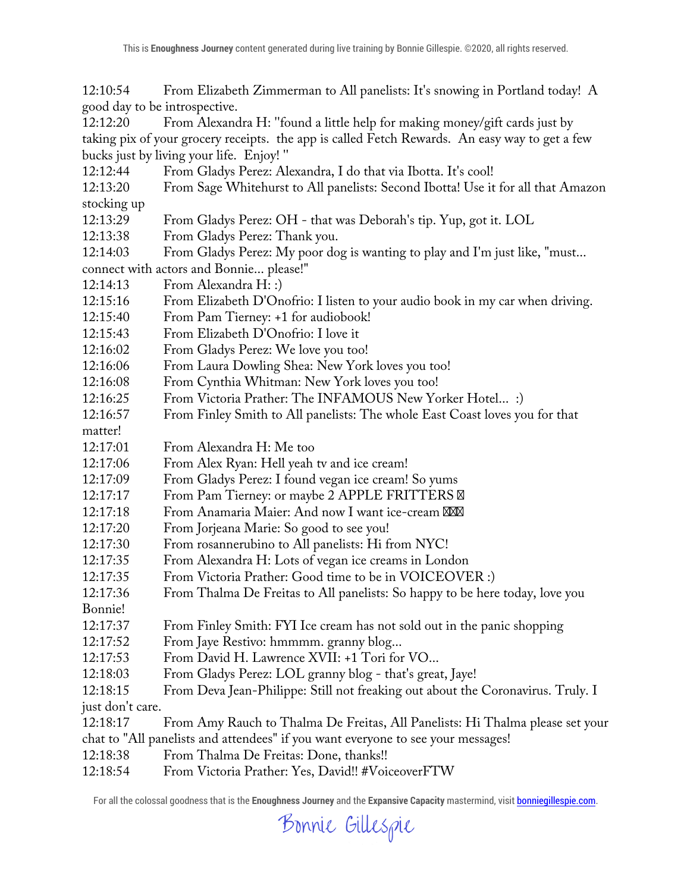12:10:54 From Elizabeth Zimmerman to All panelists: It's snowing in Portland today! A good day to be introspective.
12:12:20 From Alexandra H: "found a little help for making money/gift cards just by taking pix of your grocery receipts. the app is called Fetch Rewards. An easy way to get a few bucks just by living your life. Enjoy! "
12:12:44 From Gladys Perez: Alexandra, I do that via Ibotta. It's cool!
12:13:20 From Sage Whitehurst to All panelists: Second Ibotta! Use it for all that Amazon stocking up
12:13:29 From Gladys Perez: OH - that was Deborah's tip. Yup, got it. LOL
12:13:38 From Gladys Perez: Thank you.
12:14:03 From Gladys Perez: My poor dog is wanting to play and I'm just like, "must... connect with actors and Bonnie... please!"
12:14:13 From Alexandra H: :)
12:15:16 From Elizabeth D'Onofrio: I listen to your audio book in my car when driving.
12:15:40 From Pam Tierney: +1 for audiobook!
12:15:43 From Elizabeth D'Onofrio: I love it
12:16:02 From Gladys Perez: We love you too!
12:16:06 From Laura Dowling Shea: New York loves you too!
12:16:08 From Cynthia Whitman: New York loves you too!
12:16:25 From Victoria Prather: The INFAMOUS New Yorker Hotel... :)
12:16:57 From Finley Smith to All panelists: The whole East Coast loves you for that matter!
12:17:01 From Alexandra H: Me too
12:17:06 From Alex Ryan: Hell yeah tv and ice cream!
12:17:09 From Gladys Perez: I found vegan ice cream! So yums
12:17:17 From Pam Tierney: or maybe 2 APPLE FRITTERS ☒
12:17:18 From Anamaria Maier: And now I want ice-cream ☒☒☒
12:17:20 From Jorjeana Marie: So good to see you!
12:17:30 From rosannerubino to All panelists: Hi from NYC!
12:17:35 From Alexandra H: Lots of vegan ice creams in London
12:17:35 From Victoria Prather: Good time to be in VOICEOVER :)
12:17:36 From Thalma De Freitas to All panelists: So happy to be here today, love you Bonnie!
12:17:37 From Finley Smith: FYI Ice cream has not sold out in the panic shopping
12:17:52 From Jaye Restivo: hmmmm. granny blog...
12:17:53 From David H. Lawrence XVII: +1 Tori for VO...
12:18:03 From Gladys Perez: LOL granny blog - that's great, Jaye!
12:18:15 From Deva Jean-Philippe: Still not freaking out about the Coronavirus. Truly. I just don't care.
12:18:17 From Amy Rauch to Thalma De Freitas, All Panelists: Hi Thalma please set your chat to "All panelists and attendees" if you want everyone to see your messages!
12:18:38 From Thalma De Freitas: Done, thanks!!
12:18:54 From Victoria Prather: Yes, David!! #VoiceoverFTW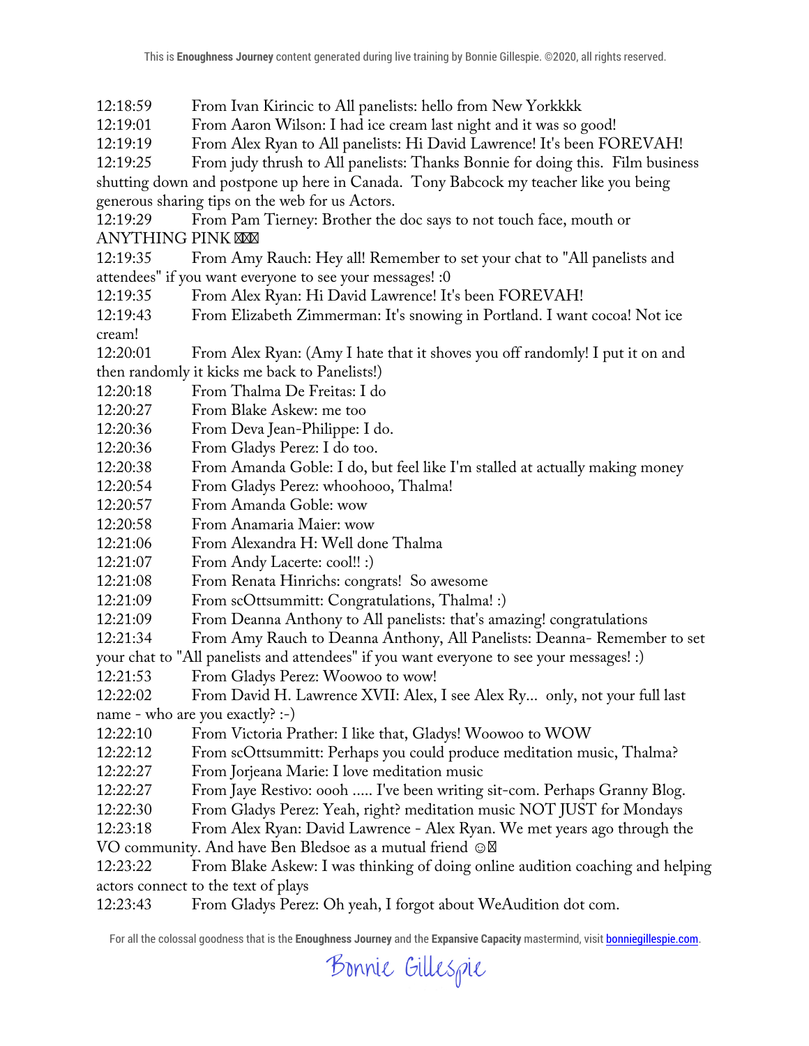12:18:59 From Ivan Kirincic to All panelists: hello from New Yorkkkk
12:19:01 From Aaron Wilson: I had ice cream last night and it was so good!
12:19:19 From Alex Ryan to All panelists: Hi David Lawrence! It's been FOREVAH!
12:19:25 From judy thrush to All panelists: Thanks Bonnie for doing this. Film business shutting down and postpone up here in Canada. Tony Babcock my teacher like you being generous sharing tips on the web for us Actors.
12:19:29 From Pam Tierney: Brother the doc says to not touch face, mouth or ANYTHING PINK ☒☒☒
12:19:35 From Amy Rauch: Hey all! Remember to set your chat to "All panelists and attendees" if you want everyone to see your messages! :0
12:19:35 From Alex Ryan: Hi David Lawrence! It's been FOREVAH!
12:19:43 From Elizabeth Zimmerman: It's snowing in Portland. I want cocoa! Not ice cream!
12:20:01 From Alex Ryan: (Amy I hate that it shoves you off randomly! I put it on and then randomly it kicks me back to Panelists!)
12:20:18 From Thalma De Freitas: I do
12:20:27 From Blake Askew: me too
12:20:36 From Deva Jean-Philippe: I do.
12:20:36 From Gladys Perez: I do too.
12:20:38 From Amanda Goble: I do, but feel like I'm stalled at actually making money
12:20:54 From Gladys Perez: whoohooo, Thalma!
12:20:57 From Amanda Goble: wow
12:20:58 From Anamaria Maier: wow
12:21:06 From Alexandra H: Well done Thalma
12:21:07 From Andy Lacerte: cool!! :)
12:21:08 From Renata Hinrichs: congrats! So awesome
12:21:09 From scOttsummitt: Congratulations, Thalma! :)
12:21:09 From Deanna Anthony to All panelists: that's amazing! congratulations
12:21:34 From Amy Rauch to Deanna Anthony, All Panelists: Deanna- Remember to set your chat to "All panelists and attendees" if you want everyone to see your messages! :)
12:21:53 From Gladys Perez: Woowoo to wow!
12:22:02 From David H. Lawrence XVII: Alex, I see Alex Ry... only, not your full last name - who are you exactly? :-)
12:22:10 From Victoria Prather: I like that, Gladys! Woowoo to WOW
12:22:12 From scOttsummitt: Perhaps you could produce meditation music, Thalma?
12:22:27 From Jorjeana Marie: I love meditation music
12:22:27 From Jaye Restivo: oooh ..... I've been writing sit-com. Perhaps Granny Blog.
12:22:30 From Gladys Perez: Yeah, right? meditation music NOT JUST for Mondays
12:23:18 From Alex Ryan: David Lawrence - Alex Ryan. We met years ago through the VO community. And have Ben Bledsoe as a mutual friend ☺☒
12:23:22 From Blake Askew: I was thinking of doing online audition coaching and helping actors connect to the text of plays
12:23:43 From Gladys Perez: Oh yeah, I forgot about WeAudition dot com.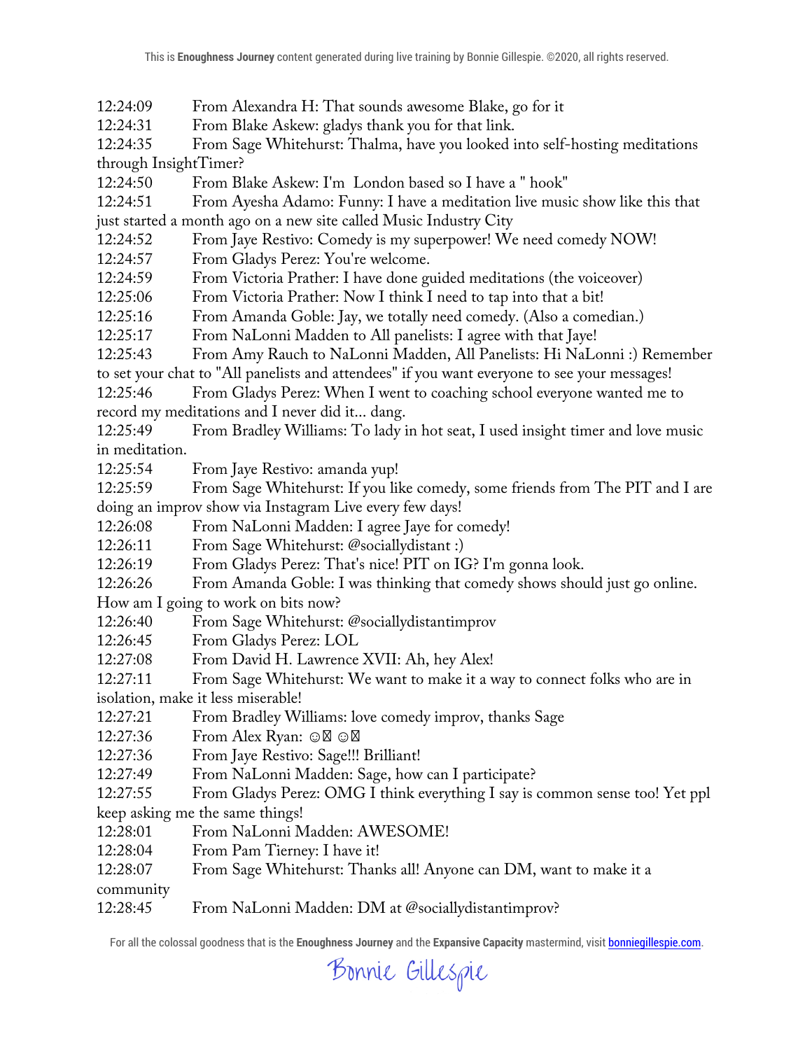12:24:09 From Alexandra H: That sounds awesome Blake, go for it
12:24:31 From Blake Askew: gladys thank you for that link.
12:24:35 From Sage Whitehurst: Thalma, have you looked into self-hosting meditations through InsightTimer?
12:24:50 From Blake Askew: I'm London based so I have a " hook"
12:24:51 From Ayesha Adamo: Funny: I have a meditation live music show like this that just started a month ago on a new site called Music Industry City
12:24:52 From Jaye Restivo: Comedy is my superpower! We need comedy NOW!
12:24:57 From Gladys Perez: You're welcome.
12:24:59 From Victoria Prather: I have done guided meditations (the voiceover)
12:25:06 From Victoria Prather: Now I think I need to tap into that a bit!
12:25:16 From Amanda Goble: Jay, we totally need comedy. (Also a comedian.)
12:25:17 From NaLonni Madden to All panelists: I agree with that Jaye!
12:25:43 From Amy Rauch to NaLonni Madden, All Panelists: Hi NaLonni :) Remember to set your chat to "All panelists and attendees" if you want everyone to see your messages!
12:25:46 From Gladys Perez: When I went to coaching school everyone wanted me to record my meditations and I never did it... dang.
12:25:49 From Bradley Williams: To lady in hot seat, I used insight timer and love music in meditation.
12:25:54 From Jaye Restivo: amanda yup!
12:25:59 From Sage Whitehurst: If you like comedy, some friends from The PIT and I are doing an improv show via Instagram Live every few days!
12:26:08 From NaLonni Madden: I agree Jaye for comedy!
12:26:11 From Sage Whitehurst: @sociallydistant :)
12:26:19 From Gladys Perez: That's nice! PIT on IG? I'm gonna look.
12:26:26 From Amanda Goble: I was thinking that comedy shows should just go online. How am I going to work on bits now?
12:26:40 From Sage Whitehurst: @sociallydistantimprov
12:26:45 From Gladys Perez: LOL
12:27:08 From David H. Lawrence XVII: Ah, hey Alex!
12:27:11 From Sage Whitehurst: We want to make it a way to connect folks who are in isolation, make it less miserable!
12:27:21 From Bradley Williams: love comedy improv, thanks Sage
12:27:36 From Alex Ryan: ☺️ ☺️
12:27:36 From Jaye Restivo: Sage!!! Brilliant!
12:27:49 From NaLonni Madden: Sage, how can I participate?
12:27:55 From Gladys Perez: OMG I think everything I say is common sense too! Yet ppl keep asking me the same things!
12:28:01 From NaLonni Madden: AWESOME!
12:28:04 From Pam Tierney: I have it!
12:28:07 From Sage Whitehurst: Thanks all! Anyone can DM, want to make it a community
12:28:45 From NaLonni Madden: DM at @sociallydistantimprov?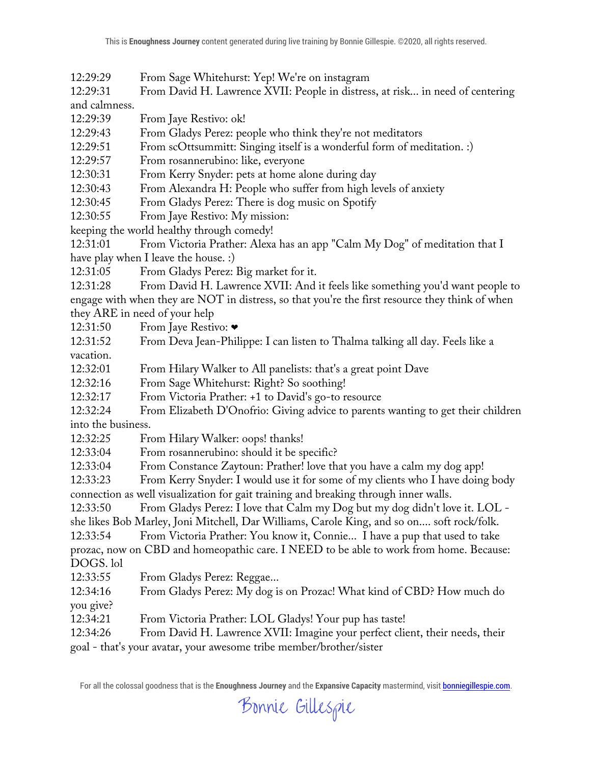12:29:29 From Sage Whitehurst: Yep! We're on instagram

12:29:31 From David H. Lawrence XVII: People in distress, at risk... in need of centering and calmness.

12:29:39 From Jaye Restivo: ok!

12:29:43 From Gladys Perez: people who think they're not meditators

12:29:51 From scOttsummitt: Singing itself is a wonderful form of meditation. :)

12:29:57 From rosannerubino: like, everyone

12:30:31 From Kerry Snyder: pets at home alone during day

12:30:43 From Alexandra H: People who suffer from high levels of anxiety

12:30:45 From Gladys Perez: There is dog music on Spotify

12:30:55 From Jaye Restivo: My mission:
keeping the world healthy through comedy!

12:31:01 From Victoria Prather: Alexa has an app "Calm My Dog" of meditation that I have play when I leave the house. :)

12:31:05 From Gladys Perez: Big market for it.

12:31:28 From David H. Lawrence XVII: And it feels like something you'd want people to engage with when they are NOT in distress, so that you're the first resource they think of when they ARE in need of your help

12:31:50 From Jaye Restivo: ❤

12:31:52 From Deva Jean-Philippe: I can listen to Thalma talking all day. Feels like a vacation.

12:32:01 From Hilary Walker to All panelists: that's a great point Dave

12:32:16 From Sage Whitehurst: Right? So soothing!

12:32:17 From Victoria Prather: +1 to David's go-to resource

12:32:24 From Elizabeth D'Onofrio: Giving advice to parents wanting to get their children into the business.

12:32:25 From Hilary Walker: oops! thanks!

12:33:04 From rosannerubino: should it be specific?

12:33:04 From Constance Zaytoun: Prather! love that you have a calm my dog app!

12:33:23 From Kerry Snyder: I would use it for some of my clients who I have doing body connection as well visualization for gait training and breaking through inner walls.

12:33:50 From Gladys Perez: I love that Calm my Dog but my dog didn't love it. LOL - she likes Bob Marley, Joni Mitchell, Dar Williams, Carole King, and so on.... soft rock/folk.

12:33:54 From Victoria Prather: You know it, Connie... I have a pup that used to take prozac, now on CBD and homeopathic care. I NEED to be able to work from home. Because: DOGS. lol

12:33:55 From Gladys Perez: Reggae...

12:34:16 From Gladys Perez: My dog is on Prozac! What kind of CBD? How much do you give?

12:34:21 From Victoria Prather: LOL Gladys! Your pup has taste!

12:34:26 From David H. Lawrence XVII: Imagine your perfect client, their needs, their goal - that's your avatar, your awesome tribe member/brother/sister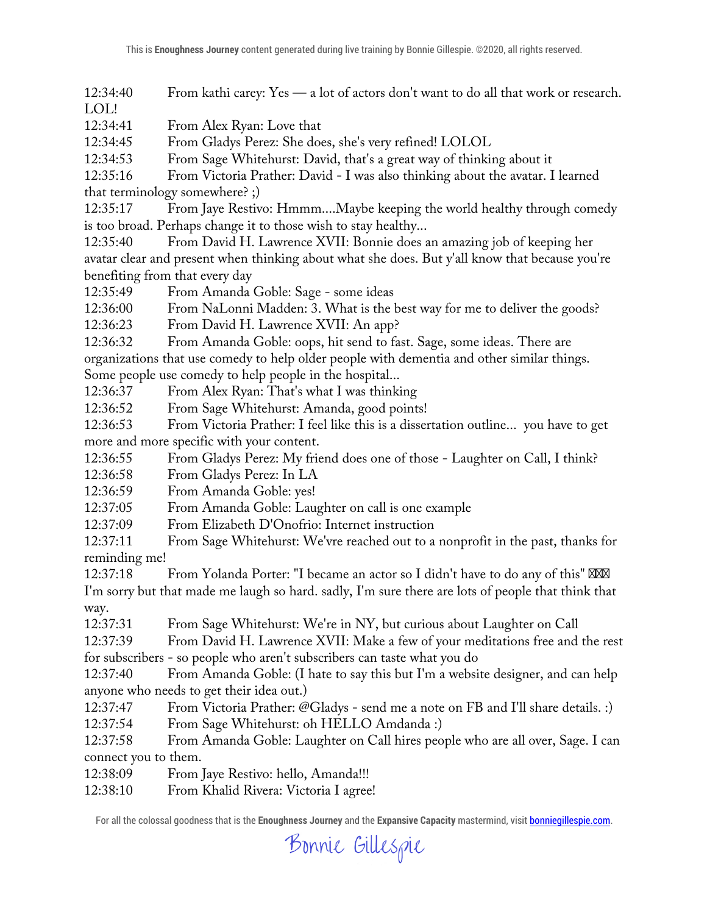12:34:40 From kathi carey: Yes — a lot of actors don't want to do all that work or research. LOL!

12:34:41 From Alex Ryan: Love that

12:34:45 From Gladys Perez: She does, she's very refined! LOLOL

12:34:53 From Sage Whitehurst: David, that's a great way of thinking about it

12:35:16 From Victoria Prather: David - I was also thinking about the avatar. I learned that terminology somewhere? ;)

12:35:17 From Jaye Restivo: Hmmm....Maybe keeping the world healthy through comedy is too broad. Perhaps change it to those wish to stay healthy...

12:35:40 From David H. Lawrence XVII: Bonnie does an amazing job of keeping her avatar clear and present when thinking about what she does. But y'all know that because you're benefiting from that every day

12:35:49 From Amanda Goble: Sage - some ideas

12:36:00 From NaLonni Madden: 3. What is the best way for me to deliver the goods?

12:36:23 From David H. Lawrence XVII: An app?

12:36:32 From Amanda Goble: oops, hit send to fast. Sage, some ideas. There are organizations that use comedy to help older people with dementia and other similar things. Some people use comedy to help people in the hospital...

12:36:37 From Alex Ryan: That's what I was thinking

12:36:52 From Sage Whitehurst: Amanda, good points!

12:36:53 From Victoria Prather: I feel like this is a dissertation outline... you have to get more and more specific with your content.

12:36:55 From Gladys Perez: My friend does one of those - Laughter on Call, I think?

12:36:58 From Gladys Perez: In LA

12:36:59 From Amanda Goble: yes!

12:37:05 From Amanda Goble: Laughter on call is one example

12:37:09 From Elizabeth D'Onofrio: Internet instruction

12:37:11 From Sage Whitehurst: We'vre reached out to a nonprofit in the past, thanks for reminding me!

12:37:18 From Yolanda Porter: "I became an actor so I didn't have to do any of this" ☒☒☒ I'm sorry but that made me laugh so hard. sadly, I'm sure there are lots of people that think that way.

12:37:31 From Sage Whitehurst: We're in NY, but curious about Laughter on Call

12:37:39 From David H. Lawrence XVII: Make a few of your meditations free and the rest for subscribers - so people who aren't subscribers can taste what you do

12:37:40 From Amanda Goble: (I hate to say this but I'm a website designer, and can help anyone who needs to get their idea out.)

12:37:47 From Victoria Prather: @Gladys - send me a note on FB and I'll share details. :)

12:37:54 From Sage Whitehurst: oh HELLO Amdanda :)

12:37:58 From Amanda Goble: Laughter on Call hires people who are all over, Sage. I can connect you to them.

12:38:09 From Jaye Restivo: hello, Amanda!!!

12:38:10 From Khalid Rivera: Victoria I agree!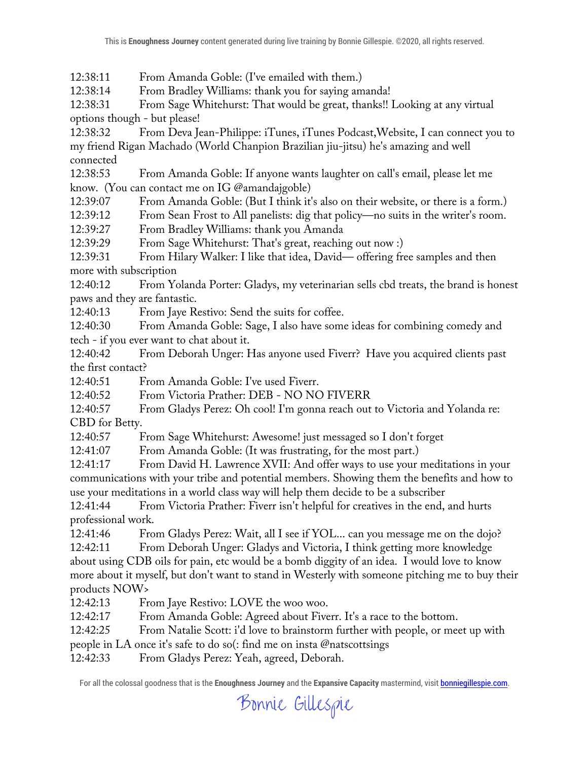12:38:11 From Amanda Goble: (I've emailed with them.)
12:38:14 From Bradley Williams: thank you for saying amanda!
12:38:31 From Sage Whitehurst: That would be great, thanks!! Looking at any virtual options though - but please!
12:38:32 From Deva Jean-Philippe: iTunes, iTunes Podcast,Website, I can connect you to my friend Rigan Machado (World Chanpion Brazilian jiu-jitsu) he's amazing and well connected
12:38:53 From Amanda Goble: If anyone wants laughter on call's email, please let me know. (You can contact me on IG @amandajgoble)
12:39:07 From Amanda Goble: (But I think it's also on their website, or there is a form.)
12:39:12 From Sean Frost to All panelists: dig that policy—no suits in the writer's room.
12:39:27 From Bradley Williams: thank you Amanda
12:39:29 From Sage Whitehurst: That's great, reaching out now :)
12:39:31 From Hilary Walker: I like that idea, David— offering free samples and then more with subscription
12:40:12 From Yolanda Porter: Gladys, my veterinarian sells cbd treats, the brand is honest paws and they are fantastic.
12:40:13 From Jaye Restivo: Send the suits for coffee.
12:40:30 From Amanda Goble: Sage, I also have some ideas for combining comedy and tech - if you ever want to chat about it.
12:40:42 From Deborah Unger: Has anyone used Fiverr? Have you acquired clients past the first contact?
12:40:51 From Amanda Goble: I've used Fiverr.
12:40:52 From Victoria Prather: DEB - NO NO FIVERR
12:40:57 From Gladys Perez: Oh cool! I'm gonna reach out to Victoria and Yolanda re: CBD for Betty.
12:40:57 From Sage Whitehurst: Awesome! just messaged so I don't forget
12:41:07 From Amanda Goble: (It was frustrating, for the most part.)
12:41:17 From David H. Lawrence XVII: And offer ways to use your meditations in your communications with your tribe and potential members. Showing them the benefits and how to use your meditations in a world class way will help them decide to be a subscriber
12:41:44 From Victoria Prather: Fiverr isn't helpful for creatives in the end, and hurts professional work.
12:41:46 From Gladys Perez: Wait, all I see if YOL... can you message me on the dojo?
12:42:11 From Deborah Unger: Gladys and Victoria, I think getting more knowledge about using CDB oils for pain, etc would be a bomb diggity of an idea. I would love to know more about it myself, but don't want to stand in Westerly with someone pitching me to buy their products NOW>
12:42:13 From Jaye Restivo: LOVE the woo woo.
12:42:17 From Amanda Goble: Agreed about Fiverr. It's a race to the bottom.
12:42:25 From Natalie Scott: i'd love to brainstorm further with people, or meet up with people in LA once it's safe to do so(: find me on insta @natscottsings
12:42:33 From Gladys Perez: Yeah, agreed, Deborah.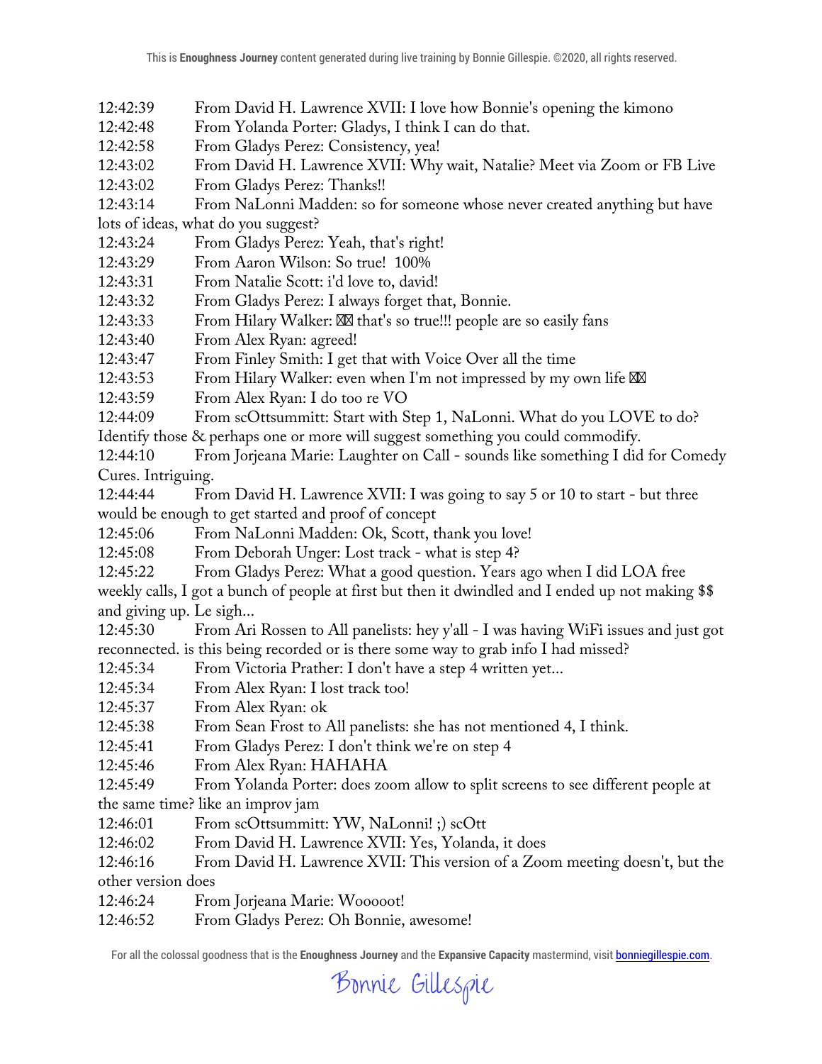12:42:39 From David H. Lawrence XVII: I love how Bonnie's opening the kimono
12:42:48 From Yolanda Porter: Gladys, I think I can do that.
12:42:58 From Gladys Perez: Consistency, yea!
12:43:02 From David H. Lawrence XVII: Why wait, Natalie? Meet via Zoom or FB Live
12:43:02 From Gladys Perez: Thanks!!
12:43:14 From NaLonni Madden: so for someone whose never created anything but have lots of ideas, what do you suggest?
12:43:24 From Gladys Perez: Yeah, that's right!
12:43:29 From Aaron Wilson: So true! 100%
12:43:31 From Natalie Scott: i'd love to, david!
12:43:32 From Gladys Perez: I always forget that, Bonnie.
12:43:33 From Hilary Walker: ⌧⌧ that's so true!!! people are so easily fans
12:43:40 From Alex Ryan: agreed!
12:43:47 From Finley Smith: I get that with Voice Over all the time
12:43:53 From Hilary Walker: even when I'm not impressed by my own life ⌧⌧
12:43:59 From Alex Ryan: I do too re VO
12:44:09 From scOttsummitt: Start with Step 1, NaLonni. What do you LOVE to do? Identify those & perhaps one or more will suggest something you could commodify.
12:44:10 From Jorjeana Marie: Laughter on Call - sounds like something I did for Comedy Cures. Intriguing.
12:44:44 From David H. Lawrence XVII: I was going to say 5 or 10 to start - but three would be enough to get started and proof of concept
12:45:06 From NaLonni Madden: Ok, Scott, thank you love!
12:45:08 From Deborah Unger: Lost track - what is step 4?
12:45:22 From Gladys Perez: What a good question. Years ago when I did LOA free weekly calls, I got a bunch of people at first but then it dwindled and I ended up not making $$ and giving up. Le sigh...
12:45:30 From Ari Rossen to All panelists: hey y'all - I was having WiFi issues and just got reconnected. is this being recorded or is there some way to grab info I had missed?
12:45:34 From Victoria Prather: I don't have a step 4 written yet...
12:45:34 From Alex Ryan: I lost track too!
12:45:37 From Alex Ryan: ok
12:45:38 From Sean Frost to All panelists: she has not mentioned 4, I think.
12:45:41 From Gladys Perez: I don't think we're on step 4
12:45:46 From Alex Ryan: HAHAHA
12:45:49 From Yolanda Porter: does zoom allow to split screens to see different people at the same time? like an improv jam
12:46:01 From scOttsummitt: YW, NaLonni! ;) scOtt
12:46:02 From David H. Lawrence XVII: Yes, Yolanda, it does
12:46:16 From David H. Lawrence XVII: This version of a Zoom meeting doesn't, but the other version does
12:46:24 From Jorjeana Marie: Wooooot!
12:46:52 From Gladys Perez: Oh Bonnie, awesome!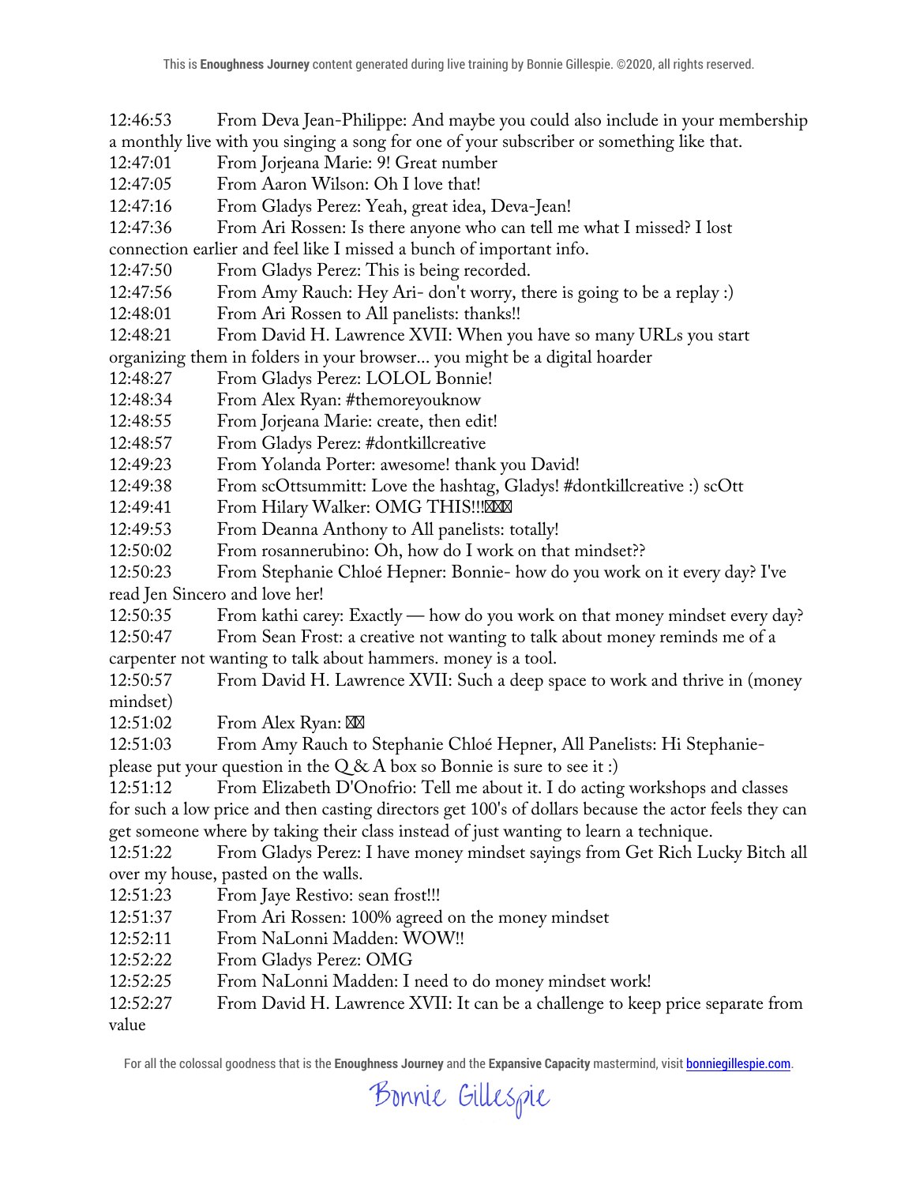12:46:53 From Deva Jean-Philippe: And maybe you could also include in your membership a monthly live with you singing a song for one of your subscriber or something like that.
12:47:01 From Jorjeana Marie: 9! Great number
12:47:05 From Aaron Wilson: Oh I love that!
12:47:16 From Gladys Perez: Yeah, great idea, Deva-Jean!
12:47:36 From Ari Rossen: Is there anyone who can tell me what I missed? I lost connection earlier and feel like I missed a bunch of important info.
12:47:50 From Gladys Perez: This is being recorded.
12:47:56 From Amy Rauch: Hey Ari- don't worry, there is going to be a replay :)
12:48:01 From Ari Rossen to All panelists: thanks!!
12:48:21 From David H. Lawrence XVII: When you have so many URLs you start organizing them in folders in your browser... you might be a digital hoarder
12:48:27 From Gladys Perez: LOLOL Bonnie!
12:48:34 From Alex Ryan: #themoreyouknow
12:48:55 From Jorjeana Marie: create, then edit!
12:48:57 From Gladys Perez: #dontkillcreative
12:49:23 From Yolanda Porter: awesome! thank you David!
12:49:38 From scOttsummitt: Love the hashtag, Gladys! #dontkillcreative :) scOtt
12:49:41 From Hilary Walker: OMG THIS!!!⊠⊠⊠
12:49:53 From Deanna Anthony to All panelists: totally!
12:50:02 From rosannerubino: Oh, how do I work on that mindset??
12:50:23 From Stephanie Chloé Hepner: Bonnie- how do you work on it every day? I've read Jen Sincero and love her!
12:50:35 From kathi carey: Exactly — how do you work on that money mindset every day?
12:50:47 From Sean Frost: a creative not wanting to talk about money reminds me of a carpenter not wanting to talk about hammers. money is a tool.
12:50:57 From David H. Lawrence XVII: Such a deep space to work and thrive in (money mindset)
12:51:02 From Alex Ryan: ⊠⊠
12:51:03 From Amy Rauch to Stephanie Chloé Hepner, All Panelists: Hi Stephanie- please put your question in the Q & A box so Bonnie is sure to see it :)
12:51:12 From Elizabeth D'Onofrio: Tell me about it. I do acting workshops and classes for such a low price and then casting directors get 100's of dollars because the actor feels they can get someone where by taking their class instead of just wanting to learn a technique.
12:51:22 From Gladys Perez: I have money mindset sayings from Get Rich Lucky Bitch all over my house, pasted on the walls.
12:51:23 From Jaye Restivo: sean frost!!!
12:51:37 From Ari Rossen: 100% agreed on the money mindset
12:52:11 From NaLonni Madden: WOW!!
12:52:22 From Gladys Perez: OMG
12:52:25 From NaLonni Madden: I need to do money mindset work!
12:52:27 From David H. Lawrence XVII: It can be a challenge to keep price separate from value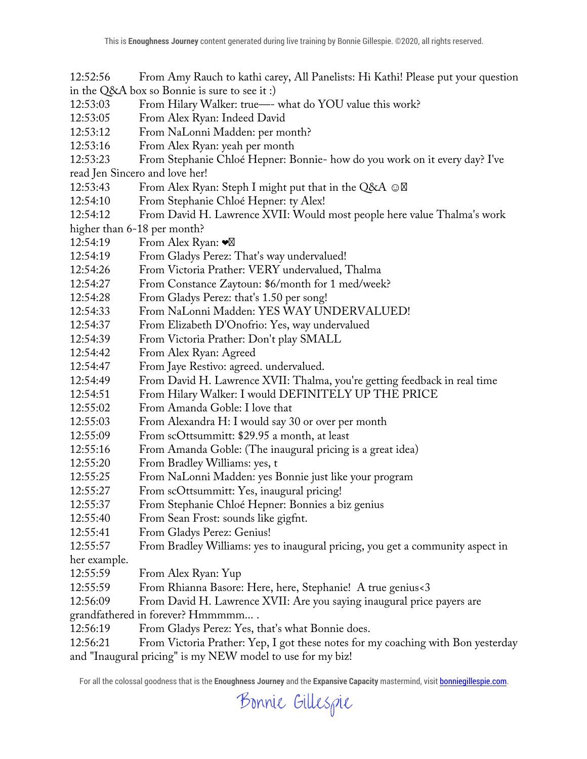12:52:56 From Amy Rauch to kathi carey, All Panelists: Hi Kathi! Please put your question in the Q&A box so Bonnie is sure to see it :)

12:53:03 From Hilary Walker: true—- what do YOU value this work?

12:53:05 From Alex Ryan: Indeed David

12:53:12 From NaLonni Madden: per month?

12:53:16 From Alex Ryan: yeah per month

12:53:23 From Stephanie Chloé Hepner: Bonnie- how do you work on it every day? I've read Jen Sincero and love her!

12:53:43 From Alex Ryan: Steph I might put that in the Q&A ☺️

12:54:10 From Stephanie Chloé Hepner: ty Alex!

12:54:12 From David H. Lawrence XVII: Would most people here value Thalma's work higher than 6-18 per month?

12:54:19 From Alex Ryan: ❤️

12:54:19 From Gladys Perez: That's way undervalued!

12:54:26 From Victoria Prather: VERY undervalued, Thalma

12:54:27 From Constance Zaytoun: $6/month for 1 med/week?

12:54:28 From Gladys Perez: that's 1.50 per song!

12:54:33 From NaLonni Madden: YES WAY UNDERVALUED!

12:54:37 From Elizabeth D'Onofrio: Yes, way undervalued

12:54:39 From Victoria Prather: Don't play SMALL

12:54:42 From Alex Ryan: Agreed

12:54:47 From Jaye Restivo: agreed. undervalued.

12:54:49 From David H. Lawrence XVII: Thalma, you're getting feedback in real time

12:54:51 From Hilary Walker: I would DEFINITELY UP THE PRICE

12:55:02 From Amanda Goble: I love that

12:55:03 From Alexandra H: I would say 30 or over per month

12:55:09 From scOttsummitt: $29.95 a month, at least

12:55:16 From Amanda Goble: (The inaugural pricing is a great idea)

12:55:20 From Bradley Williams: yes, t

12:55:25 From NaLonni Madden: yes Bonnie just like your program

12:55:27 From scOttsummitt: Yes, inaugural pricing!

12:55:37 From Stephanie Chloé Hepner: Bonnies a biz genius

12:55:40 From Sean Frost: sounds like gigfnt.

12:55:41 From Gladys Perez: Genius!

12:55:57 From Bradley Williams: yes to inaugural pricing, you get a community aspect in her example.

12:55:59 From Alex Ryan: Yup

12:55:59 From Rhianna Basore: Here, here, Stephanie! A true genius<3

12:56:09 From David H. Lawrence XVII: Are you saying inaugural price payers are grandfathered in forever? Hmmmmm... .

12:56:19 From Gladys Perez: Yes, that's what Bonnie does.

12:56:21 From Victoria Prather: Yep, I got these notes for my coaching with Bon yesterday and "Inaugural pricing" is my NEW model to use for my biz!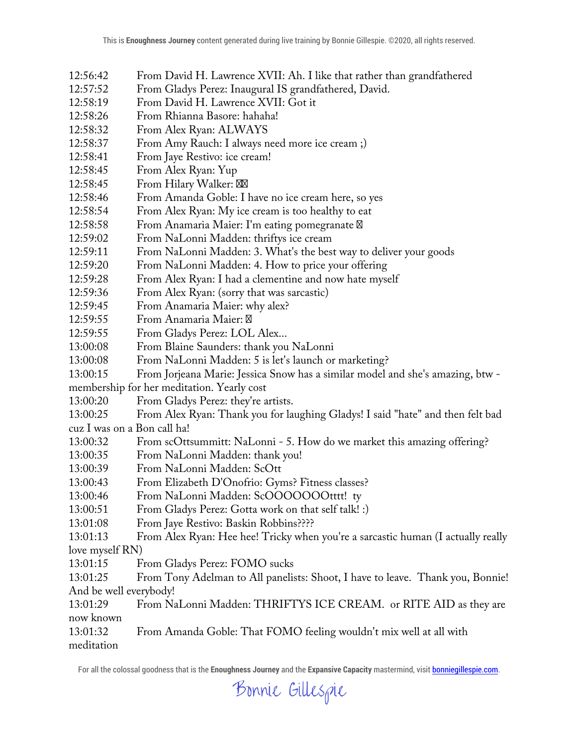12:56:42 From David H. Lawrence XVII: Ah. I like that rather than grandfathered
12:57:52 From Gladys Perez: Inaugural IS grandfathered, David.
12:58:19 From David H. Lawrence XVII: Got it
12:58:26 From Rhianna Basore: hahaha!
12:58:32 From Alex Ryan: ALWAYS
12:58:37 From Amy Rauch: I always need more ice cream ;)
12:58:41 From Jaye Restivo: ice cream!
12:58:45 From Alex Ryan: Yup
12:58:45 From Hilary Walker: ☒☒
12:58:46 From Amanda Goble: I have no ice cream here, so yes
12:58:54 From Alex Ryan: My ice cream is too healthy to eat
12:58:58 From Anamaria Maier: I'm eating pomegranate ☒
12:59:02 From NaLonni Madden: thriftys ice cream
12:59:11 From NaLonni Madden: 3. What's the best way to deliver your goods
12:59:20 From NaLonni Madden: 4. How to price your offering
12:59:28 From Alex Ryan: I had a clementine and now hate myself
12:59:36 From Alex Ryan: (sorry that was sarcastic)
12:59:45 From Anamaria Maier: why alex?
12:59:55 From Anamaria Maier: ☒
12:59:55 From Gladys Perez: LOL Alex...
13:00:08 From Blaine Saunders: thank you NaLonni
13:00:08 From NaLonni Madden: 5 is let's launch or marketing?
13:00:15 From Jorjeana Marie: Jessica Snow has a similar model and she's amazing, btw - membership for her meditation. Yearly cost
13:00:20 From Gladys Perez: they're artists.
13:00:25 From Alex Ryan: Thank you for laughing Gladys! I said "hate" and then felt bad cuz I was on a Bon call ha!
13:00:32 From scOttsummitt: NaLonni - 5. How do we market this amazing offering?
13:00:35 From NaLonni Madden: thank you!
13:00:39 From NaLonni Madden: ScOtt
13:00:43 From Elizabeth D'Onofrio: Gyms? Fitness classes?
13:00:46 From NaLonni Madden: ScOOOOOOOtttt! ty
13:00:51 From Gladys Perez: Gotta work on that self talk! :)
13:01:08 From Jaye Restivo: Baskin Robbins????
13:01:13 From Alex Ryan: Hee hee! Tricky when you're a sarcastic human (I actually really love myself RN)
13:01:15 From Gladys Perez: FOMO sucks
13:01:25 From Tony Adelman to All panelists: Shoot, I have to leave. Thank you, Bonnie! And be well everybody!
13:01:29 From NaLonni Madden: THRIFTYS ICE CREAM. or RITE AID as they are now known
13:01:32 From Amanda Goble: That FOMO feeling wouldn't mix well at all with meditation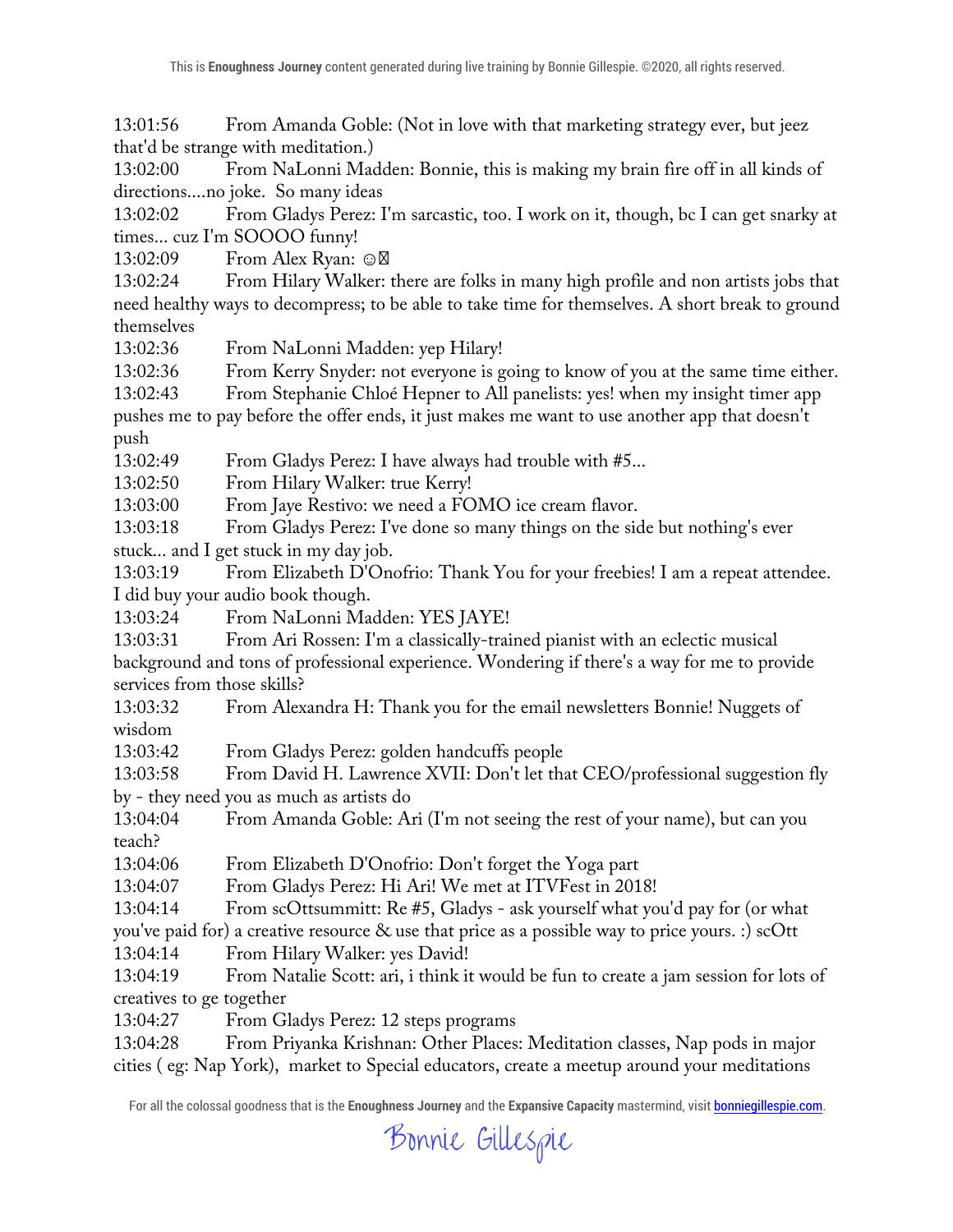13:01:56	From Amanda Goble: (Not in love with that marketing strategy ever, but jeez that'd be strange with meditation.)
13:02:00	From NaLonni Madden: Bonnie, this is making my brain fire off in all kinds of directions....no joke. So many ideas
13:02:02	From Gladys Perez: I'm sarcastic, too. I work on it, though, bc I can get snarky at times... cuz I'm SOOOO funny!
13:02:09	From Alex Ryan: ☺
13:02:24	From Hilary Walker: there are folks in many high profile and non artists jobs that need healthy ways to decompress; to be able to take time for themselves. A short break to ground themselves
13:02:36	From NaLonni Madden: yep Hilary!
13:02:36	From Kerry Snyder: not everyone is going to know of you at the same time either.
13:02:43	From Stephanie Chloé Hepner to All panelists: yes! when my insight timer app pushes me to pay before the offer ends, it just makes me want to use another app that doesn't push
13:02:49	From Gladys Perez: I have always had trouble with #5...
13:02:50	From Hilary Walker: true Kerry!
13:03:00	From Jaye Restivo: we need a FOMO ice cream flavor.
13:03:18	From Gladys Perez: I've done so many things on the side but nothing's ever stuck... and I get stuck in my day job.
13:03:19	From Elizabeth D'Onofrio: Thank You for your freebies! I am a repeat attendee. I did buy your audio book though.
13:03:24	From NaLonni Madden: YES JAYE!
13:03:31	From Ari Rossen: I'm a classically-trained pianist with an eclectic musical background and tons of professional experience. Wondering if there's a way for me to provide services from those skills?
13:03:32	From Alexandra H: Thank you for the email newsletters Bonnie! Nuggets of wisdom
13:03:42	From Gladys Perez: golden handcuffs people
13:03:58	From David H. Lawrence XVII: Don't let that CEO/professional suggestion fly by - they need you as much as artists do
13:04:04	From Amanda Goble: Ari (I'm not seeing the rest of your name), but can you teach?
13:04:06	From Elizabeth D'Onofrio: Don't forget the Yoga part
13:04:07	From Gladys Perez: Hi Ari! We met at ITVFest in 2018!
13:04:14	From scOttsummitt: Re #5, Gladys - ask yourself what you'd pay for (or what you've paid for) a creative resource & use that price as a possible way to price yours. :) scOtt
13:04:14	From Hilary Walker: yes David!
13:04:19	From Natalie Scott: ari, i think it would be fun to create a jam session for lots of creatives to ge together
13:04:27	From Gladys Perez: 12 steps programs
13:04:28	From Priyanka Krishnan: Other Places: Meditation classes, Nap pods in major cities ( eg: Nap York), market to Special educators, create a meetup around your meditations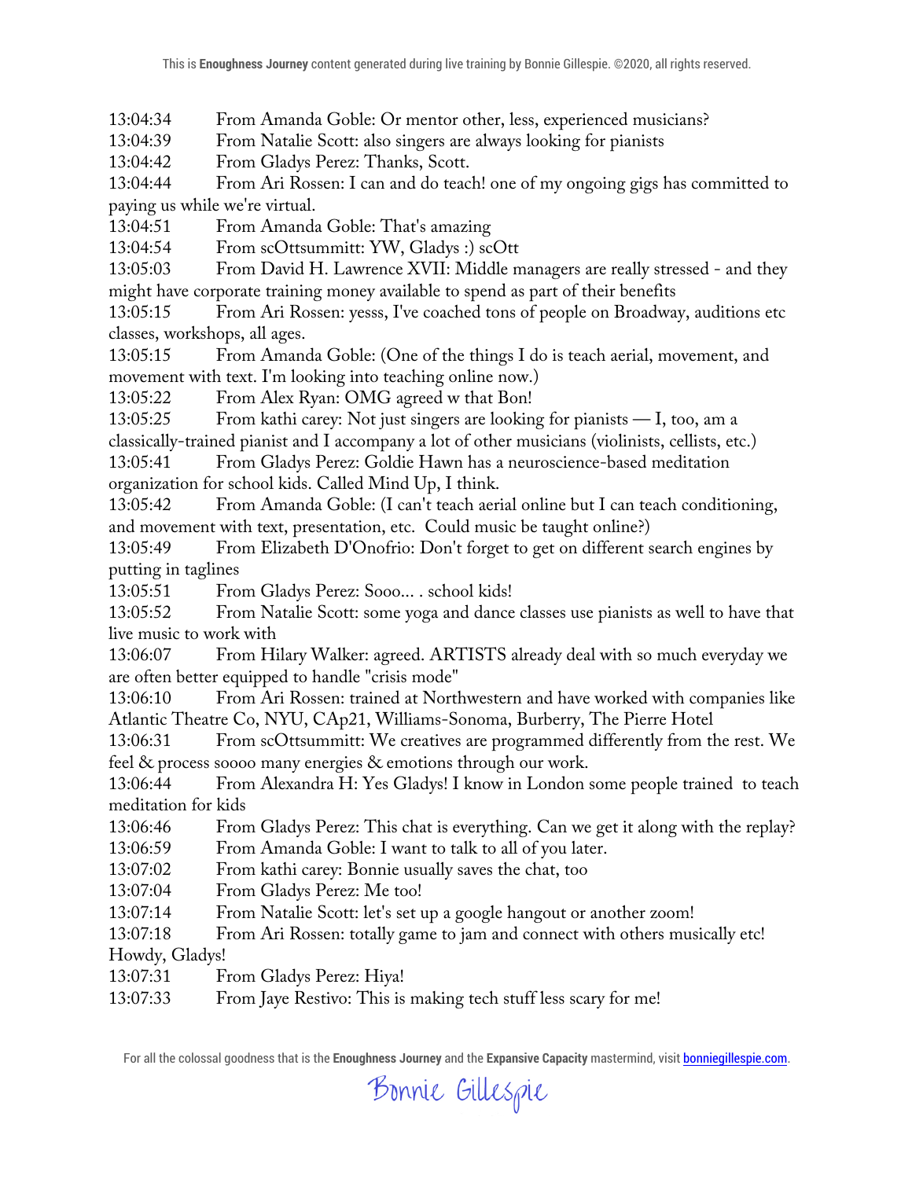13:04:34 From Amanda Goble: Or mentor other, less, experienced musicians?
13:04:39 From Natalie Scott: also singers are always looking for pianists
13:04:42 From Gladys Perez: Thanks, Scott.
13:04:44 From Ari Rossen: I can and do teach! one of my ongoing gigs has committed to paying us while we're virtual.
13:04:51 From Amanda Goble: That's amazing
13:04:54 From scOttsummitt: YW, Gladys :) scOtt
13:05:03 From David H. Lawrence XVII: Middle managers are really stressed - and they might have corporate training money available to spend as part of their benefits
13:05:15 From Ari Rossen: yesss, I've coached tons of people on Broadway, auditions etc classes, workshops, all ages.
13:05:15 From Amanda Goble: (One of the things I do is teach aerial, movement, and movement with text. I'm looking into teaching online now.)
13:05:22 From Alex Ryan: OMG agreed w that Bon!
13:05:25 From kathi carey: Not just singers are looking for pianists — I, too, am a classically-trained pianist and I accompany a lot of other musicians (violinists, cellists, etc.)
13:05:41 From Gladys Perez: Goldie Hawn has a neuroscience-based meditation organization for school kids. Called Mind Up, I think.
13:05:42 From Amanda Goble: (I can't teach aerial online but I can teach conditioning, and movement with text, presentation, etc. Could music be taught online?)
13:05:49 From Elizabeth D'Onofrio: Don't forget to get on different search engines by putting in taglines
13:05:51 From Gladys Perez: Sooo... . school kids!
13:05:52 From Natalie Scott: some yoga and dance classes use pianists as well to have that live music to work with
13:06:07 From Hilary Walker: agreed. ARTISTS already deal with so much everyday we are often better equipped to handle "crisis mode"
13:06:10 From Ari Rossen: trained at Northwestern and have worked with companies like Atlantic Theatre Co, NYU, CAp21, Williams-Sonoma, Burberry, The Pierre Hotel
13:06:31 From scOttsummitt: We creatives are programmed differently from the rest. We feel & process soooo many energies & emotions through our work.
13:06:44 From Alexandra H: Yes Gladys! I know in London some people trained to teach meditation for kids
13:06:46 From Gladys Perez: This chat is everything. Can we get it along with the replay?
13:06:59 From Amanda Goble: I want to talk to all of you later.
13:07:02 From kathi carey: Bonnie usually saves the chat, too
13:07:04 From Gladys Perez: Me too!
13:07:14 From Natalie Scott: let's set up a google hangout or another zoom!
13:07:18 From Ari Rossen: totally game to jam and connect with others musically etc! Howdy, Gladys!
13:07:31 From Gladys Perez: Hiya!
13:07:33 From Jaye Restivo: This is making tech stuff less scary for me!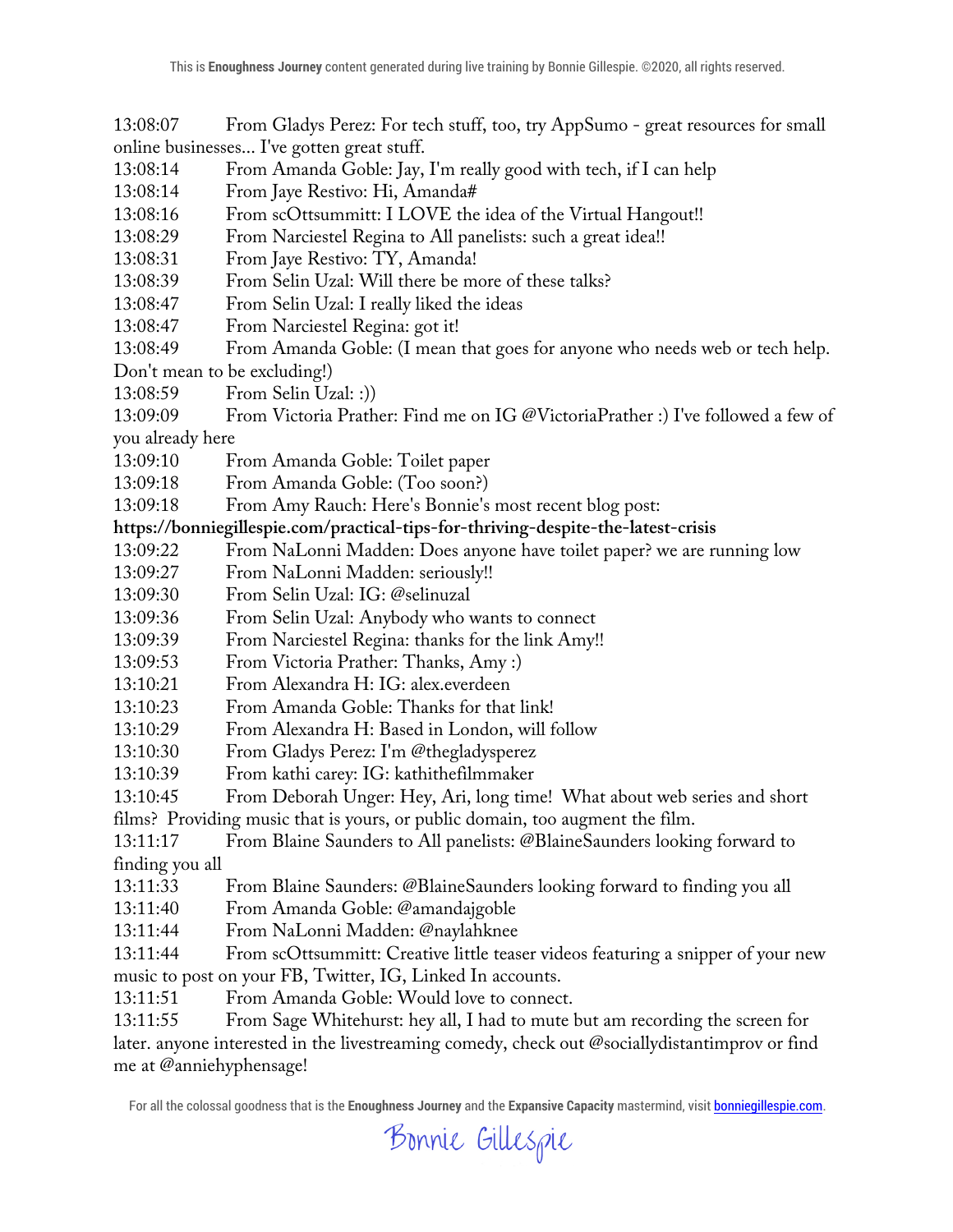13:08:07	From Gladys Perez: For tech stuff, too, try AppSumo - great resources for small online businesses... I've gotten great stuff.
13:08:14	From Amanda Goble: Jay, I'm really good with tech, if I can help
13:08:14	From Jaye Restivo: Hi, Amanda#
13:08:16	From scOttsummitt: I LOVE the idea of the Virtual Hangout!!
13:08:29	From Narciestel Regina to All panelists: such a great idea!!
13:08:31	From Jaye Restivo: TY, Amanda!
13:08:39	From Selin Uzal: Will there be more of these talks?
13:08:47	From Selin Uzal: I really liked the ideas
13:08:47	From Narciestel Regina: got it!
13:08:49	From Amanda Goble: (I mean that goes for anyone who needs web or tech help. Don't mean to be excluding!)
13:08:59	From Selin Uzal: :))
13:09:09	From Victoria Prather: Find me on IG @VictoriaPrather :) I've followed a few of you already here
13:09:10	From Amanda Goble: Toilet paper
13:09:18	From Amanda Goble: (Too soon?)
13:09:18	From Amy Rauch: Here's Bonnie's most recent blog post:
**https://bonniegillespie.com/practical-tips-for-thriving-despite-the-latest-crisis**
13:09:22	From NaLonni Madden: Does anyone have toilet paper? we are running low
13:09:27	From NaLonni Madden: seriously!!
13:09:30	From Selin Uzal: IG: @selinuzal
13:09:36	From Selin Uzal: Anybody who wants to connect
13:09:39	From Narciestel Regina: thanks for the link Amy!!
13:09:53	From Victoria Prather: Thanks, Amy :)
13:10:21	From Alexandra H: IG: alex.everdeen
13:10:23	From Amanda Goble: Thanks for that link!
13:10:29	From Alexandra H: Based in London, will follow
13:10:30	From Gladys Perez: I'm @thegladysperez
13:10:39	From kathi carey: IG: kathithefilmmaker
13:10:45	From Deborah Unger: Hey, Ari, long time! What about web series and short films? Providing music that is yours, or public domain, too augment the film.
13:11:17	From Blaine Saunders to All panelists: @BlaineSaunders looking forward to finding you all
13:11:33	From Blaine Saunders: @BlaineSaunders looking forward to finding you all
13:11:40	From Amanda Goble: @amandajgoble
13:11:44	From NaLonni Madden: @naylahknee
13:11:44	From scOttsummitt: Creative little teaser videos featuring a snipper of your new music to post on your FB, Twitter, IG, Linked In accounts.
13:11:51	From Amanda Goble: Would love to connect.
13:11:55	From Sage Whitehurst: hey all, I had to mute but am recording the screen for later. anyone interested in the livestreaming comedy, check out @sociallydistantimprov or find me at @anniehyphensage!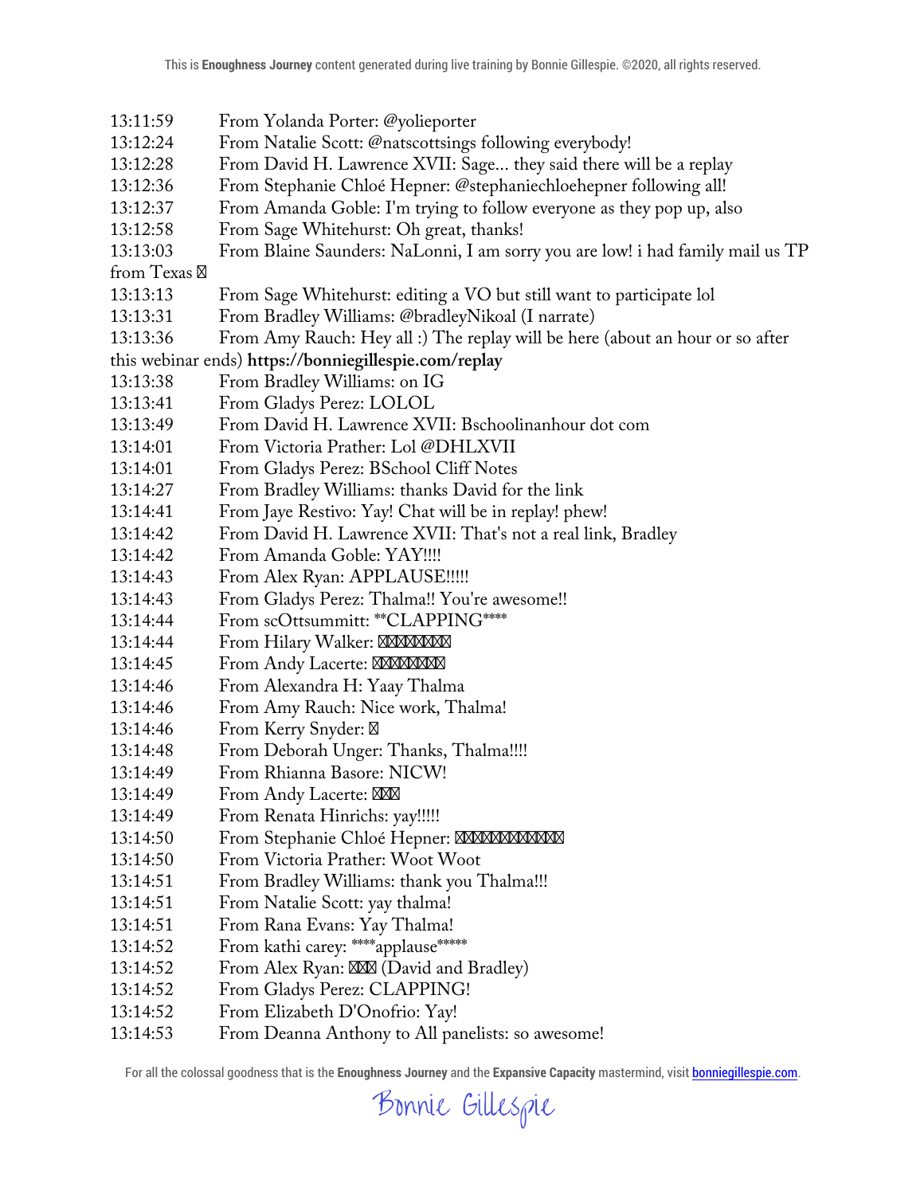13:11:59 From Yolanda Porter: @yolieporter
13:12:24 From Natalie Scott: @natscottsings following everybody!
13:12:28 From David H. Lawrence XVII: Sage... they said there will be a replay
13:12:36 From Stephanie Chloé Hepner: @stephaniechloehepner following all!
13:12:37 From Amanda Goble: I'm trying to follow everyone as they pop up, also
13:12:58 From Sage Whitehurst: Oh great, thanks!
13:13:03 From Blaine Saunders: NaLonni, I am sorry you are low! i had family mail us TP from Texas ☒
13:13:13 From Sage Whitehurst: editing a VO but still want to participate lol
13:13:31 From Bradley Williams: @bradleyNikoal (I narrate)
13:13:36 From Amy Rauch: Hey all :) The replay will be here (about an hour or so after this webinar ends) **https://bonniegillespie.com/replay**
13:13:38 From Bradley Williams: on IG
13:13:41 From Gladys Perez: LOLOL
13:13:49 From David H. Lawrence XVII: Bschoolinanhour dot com
13:14:01 From Victoria Prather: Lol @DHLXVII
13:14:01 From Gladys Perez: BSchool Cliff Notes
13:14:27 From Bradley Williams: thanks David for the link
13:14:41 From Jaye Restivo: Yay! Chat will be in replay! phew!
13:14:42 From David H. Lawrence XVII: That's not a real link, Bradley
13:14:42 From Amanda Goble: YAY!!!!
13:14:43 From Alex Ryan: APPLAUSE!!!!!
13:14:43 From Gladys Perez: Thalma!! You're awesome!!
13:14:44 From scOttsummitt: **CLAPPING****
13:14:44 From Hilary Walker: ☒☒☒☒☒☒☒
13:14:45 From Andy Lacerte: ☒☒☒☒☒☒☒
13:14:46 From Alexandra H: Yaay Thalma
13:14:46 From Amy Rauch: Nice work, Thalma!
13:14:46 From Kerry Snyder: ☒
13:14:48 From Deborah Unger: Thanks, Thalma!!!!
13:14:49 From Rhianna Basore: NICW!
13:14:49 From Andy Lacerte: ☒☒☒
13:14:49 From Renata Hinrichs: yay!!!!!
13:14:50 From Stephanie Chloé Hepner: ☒☒☒☒☒☒☒☒☒☒☒
13:14:50 From Victoria Prather: Woot Woot
13:14:51 From Bradley Williams: thank you Thalma!!!
13:14:51 From Natalie Scott: yay thalma!
13:14:51 From Rana Evans: Yay Thalma!
13:14:52 From kathi carey: ****applause*****
13:14:52 From Alex Ryan: ☒☒☒ (David and Bradley)
13:14:52 From Gladys Perez: CLAPPING!
13:14:52 From Elizabeth D'Onofrio: Yay!
13:14:53 From Deanna Anthony to All panelists: so awesome!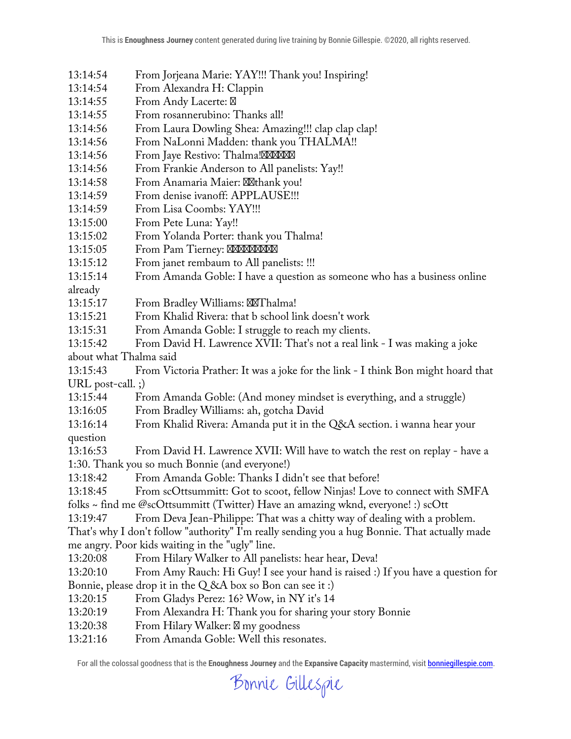13:14:54 From Jorjeana Marie: YAY!!! Thank you! Inspiring!
13:14:54 From Alexandra H: Clappin
13:14:55 From Andy Lacerte: ⍰
13:14:55 From rosannerubino: Thanks all!
13:14:56 From Laura Dowling Shea: Amazing!!! clap clap clap!
13:14:56 From NaLonni Madden: thank you THALMA!!
13:14:56 From Jaye Restivo: Thalma!⍰⍰⍰⍰⍰⍰
13:14:56 From Frankie Anderson to All panelists: Yay!!
13:14:58 From Anamaria Maier: ⍰⍰thank you!
13:14:59 From denise ivanoff: APPLAUSE!!!
13:14:59 From Lisa Coombs: YAY!!!
13:15:00 From Pete Luna: Yay!!
13:15:02 From Yolanda Porter: thank you Thalma!
13:15:05 From Pam Tierney: ⍰⍰⍰⍰⍰⍰⍰⍰
13:15:12 From janet rembaum to All panelists: !!!
13:15:14 From Amanda Goble: I have a question as someone who has a business online already
13:15:17 From Bradley Williams: ⍰⍰Thalma!
13:15:21 From Khalid Rivera: that b school link doesn't work
13:15:31 From Amanda Goble: I struggle to reach my clients.
13:15:42 From David H. Lawrence XVII: That's not a real link - I was making a joke about what Thalma said
13:15:43 From Victoria Prather: It was a joke for the link - I think Bon might hoard that URL post-call. ;)
13:15:44 From Amanda Goble: (And money mindset is everything, and a struggle)
13:16:05 From Bradley Williams: ah, gotcha David
13:16:14 From Khalid Rivera: Amanda put it in the Q&A section. i wanna hear your question
13:16:53 From David H. Lawrence XVII: Will have to watch the rest on replay - have a 1:30. Thank you so much Bonnie (and everyone!)
13:18:42 From Amanda Goble: Thanks I didn't see that before!
13:18:45 From scOttsummitt: Got to scoot, fellow Ninjas! Love to connect with SMFA folks ~ find me @scOttsummitt (Twitter) Have an amazing wknd, everyone! :) scOtt
13:19:47 From Deva Jean-Philippe: That was a chitty way of dealing with a problem. That's why I don't follow "authority" I'm really sending you a hug Bonnie. That actually made me angry. Poor kids waiting in the "ugly" line.
13:20:08 From Hilary Walker to All panelists: hear hear, Deva!
13:20:10 From Amy Rauch: Hi Guy! I see your hand is raised :) If you have a question for Bonnie, please drop it in the Q&A box so Bon can see it :)
13:20:15 From Gladys Perez: 16? Wow, in NY it's 14
13:20:19 From Alexandra H: Thank you for sharing your story Bonnie
13:20:38 From Hilary Walker: ⍰ my goodness
13:21:16 From Amanda Goble: Well this resonates.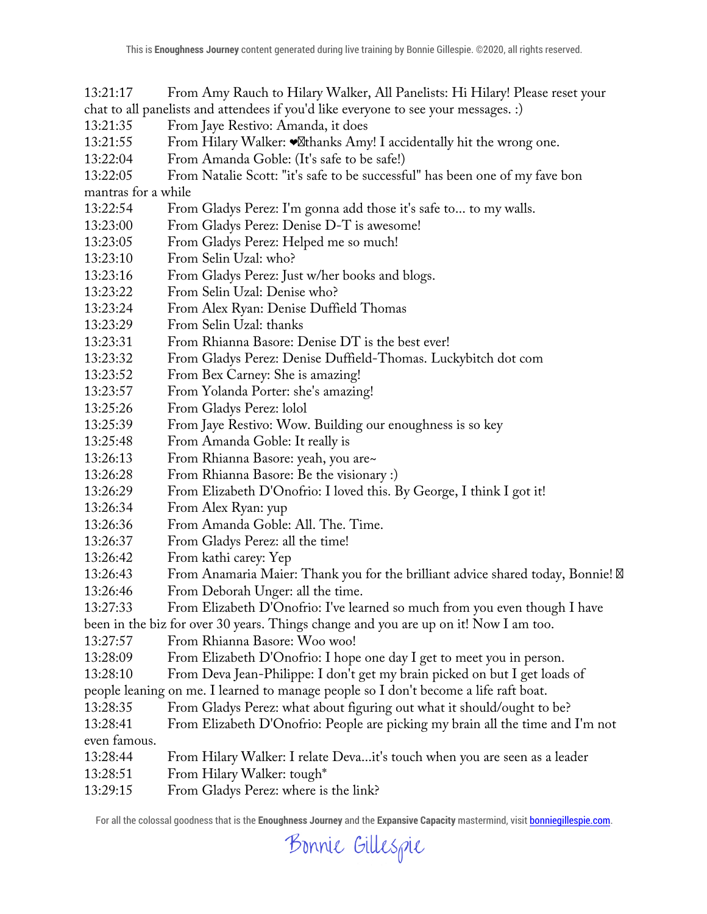13:21:17 From Amy Rauch to Hilary Walker, All Panelists: Hi Hilary! Please reset your chat to all panelists and attendees if you'd like everyone to see your messages. :)

13:21:35 From Jaye Restivo: Amanda, it does

13:21:55 From Hilary Walker: ❤️thanks Amy! I accidentally hit the wrong one.

13:22:04 From Amanda Goble: (It's safe to be safe!)

13:22:05 From Natalie Scott: "it's safe to be successful" has been one of my fave bon mantras for a while

13:22:54 From Gladys Perez: I'm gonna add those it's safe to... to my walls.

13:23:00 From Gladys Perez: Denise D-T is awesome!

13:23:05 From Gladys Perez: Helped me so much!

13:23:10 From Selin Uzal: who?

13:23:16 From Gladys Perez: Just w/her books and blogs.

13:23:22 From Selin Uzal: Denise who?

13:23:24 From Alex Ryan: Denise Duffield Thomas

13:23:29 From Selin Uzal: thanks

13:23:31 From Rhianna Basore: Denise DT is the best ever!

13:23:32 From Gladys Perez: Denise Duffield-Thomas. Luckybitch dot com

13:23:52 From Bex Carney: She is amazing!

13:23:57 From Yolanda Porter: she's amazing!

13:25:26 From Gladys Perez: lolol

13:25:39 From Jaye Restivo: Wow. Building our enoughness is so key

13:25:48 From Amanda Goble: It really is

13:26:13 From Rhianna Basore: yeah, you are~

13:26:28 From Rhianna Basore: Be the visionary :)

13:26:29 From Elizabeth D'Onofrio: I loved this. By George, I think I got it!

13:26:34 From Alex Ryan: yup

13:26:36 From Amanda Goble: All. The. Time.

13:26:37 From Gladys Perez: all the time!

13:26:42 From kathi carey: Yep

13:26:43 From Anamaria Maier: Thank you for the brilliant advice shared today, Bonnie! ⊠

13:26:46 From Deborah Unger: all the time.

13:27:33 From Elizabeth D'Onofrio: I've learned so much from you even though I have been in the biz for over 30 years. Things change and you are up on it! Now I am too.

13:27:57 From Rhianna Basore: Woo woo!

13:28:09 From Elizabeth D'Onofrio: I hope one day I get to meet you in person.

13:28:10 From Deva Jean-Philippe: I don't get my brain picked on but I get loads of people leaning on me. I learned to manage people so I don't become a life raft boat.

13:28:35 From Gladys Perez: what about figuring out what it should/ought to be?

13:28:41 From Elizabeth D'Onofrio: People are picking my brain all the time and I'm not even famous.

13:28:44 From Hilary Walker: I relate Deva...it's touch when you are seen as a leader

13:28:51 From Hilary Walker: tough*

13:29:15 From Gladys Perez: where is the link?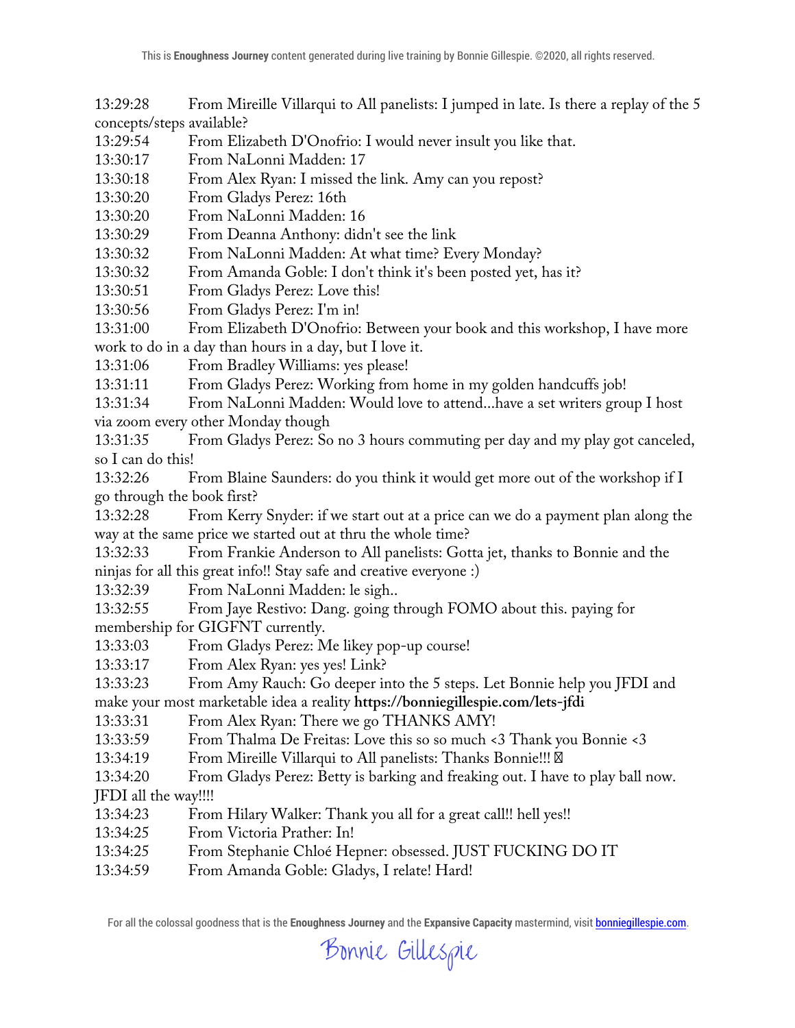13:29:28 From Mireille Villarqui to All panelists: I jumped in late. Is there a replay of the 5 concepts/steps available?
13:29:54 From Elizabeth D'Onofrio: I would never insult you like that.
13:30:17 From NaLonni Madden: 17
13:30:18 From Alex Ryan: I missed the link. Amy can you repost?
13:30:20 From Gladys Perez: 16th
13:30:20 From NaLonni Madden: 16
13:30:29 From Deanna Anthony: didn't see the link
13:30:32 From NaLonni Madden: At what time? Every Monday?
13:30:32 From Amanda Goble: I don't think it's been posted yet, has it?
13:30:51 From Gladys Perez: Love this!
13:30:56 From Gladys Perez: I'm in!
13:31:00 From Elizabeth D'Onofrio: Between your book and this workshop, I have more work to do in a day than hours in a day, but I love it.
13:31:06 From Bradley Williams: yes please!
13:31:11 From Gladys Perez: Working from home in my golden handcuffs job!
13:31:34 From NaLonni Madden: Would love to attend...have a set writers group I host via zoom every other Monday though
13:31:35 From Gladys Perez: So no 3 hours commuting per day and my play got canceled, so I can do this!
13:32:26 From Blaine Saunders: do you think it would get more out of the workshop if I go through the book first?
13:32:28 From Kerry Snyder: if we start out at a price can we do a payment plan along the way at the same price we started out at thru the whole time?
13:32:33 From Frankie Anderson to All panelists: Gotta jet, thanks to Bonnie and the ninjas for all this great info!! Stay safe and creative everyone :)
13:32:39 From NaLonni Madden: le sigh..
13:32:55 From Jaye Restivo: Dang. going through FOMO about this. paying for membership for GIGFNT currently.
13:33:03 From Gladys Perez: Me likey pop-up course!
13:33:17 From Alex Ryan: yes yes! Link?
13:33:23 From Amy Rauch: Go deeper into the 5 steps. Let Bonnie help you JFDI and make your most marketable idea a reality **https://bonniegillespie.com/lets-jfdi**
13:33:31 From Alex Ryan: There we go THANKS AMY!
13:33:59 From Thalma De Freitas: Love this so so much <3 Thank you Bonnie <3
13:34:19 From Mireille Villarqui to All panelists: Thanks Bonnie!!! ☒
13:34:20 From Gladys Perez: Betty is barking and freaking out. I have to play ball now. JFDI all the way!!!!
13:34:23 From Hilary Walker: Thank you all for a great call!! hell yes!!
13:34:25 From Victoria Prather: In!
13:34:25 From Stephanie Chloé Hepner: obsessed. JUST FUCKING DO IT
13:34:59 From Amanda Goble: Gladys, I relate! Hard!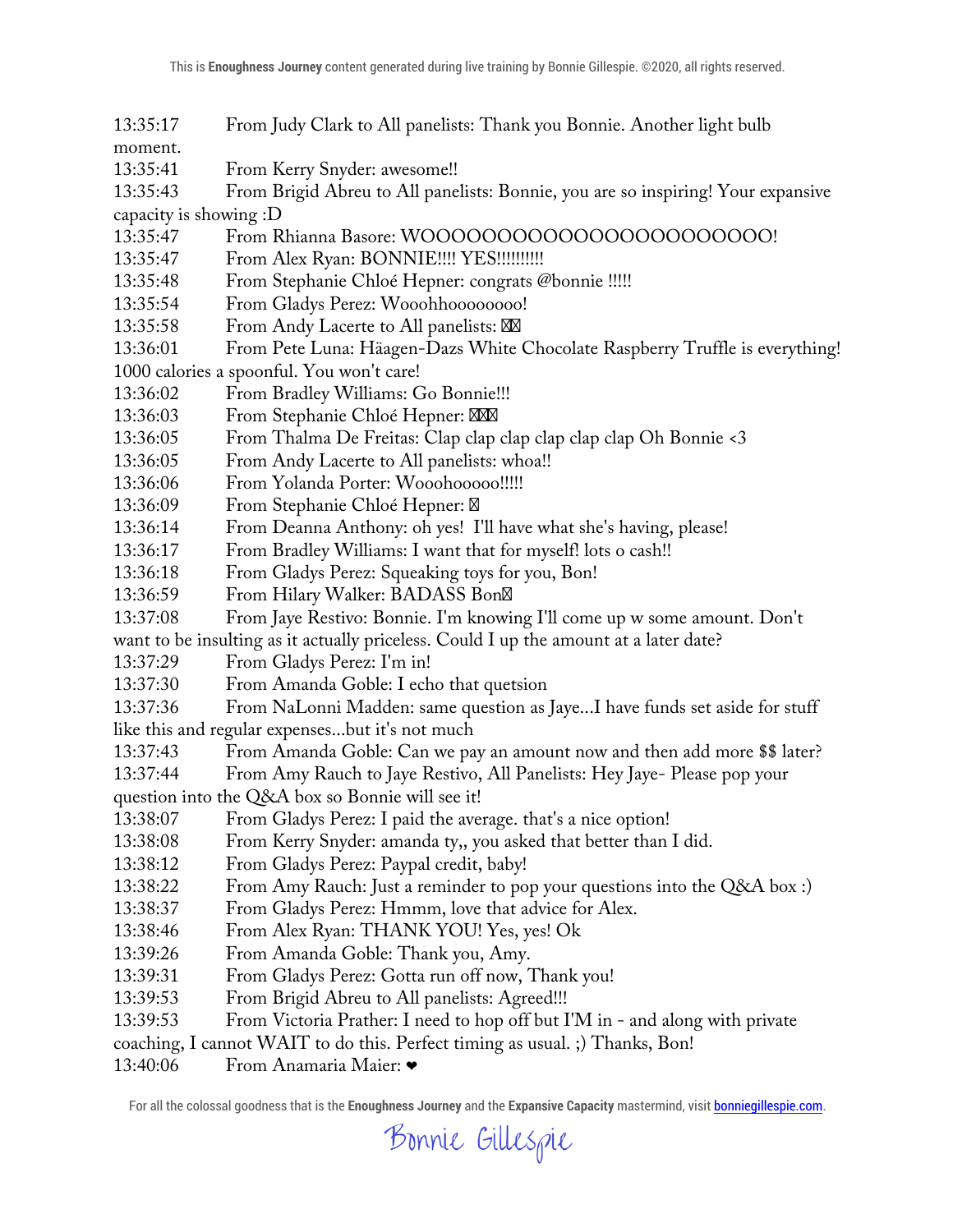13:35:17	From Judy Clark to All panelists: Thank you Bonnie. Another light bulb moment.
13:35:41	From Kerry Snyder: awesome!!
13:35:43	From Brigid Abreu to All panelists: Bonnie, you are so inspiring! Your expansive capacity is showing :D
13:35:47	From Rhianna Basore: WOOOOOOOOOOOOOOOOOOOOOOO!
13:35:47	From Alex Ryan: BONNIE!!!! YES!!!!!!!!!!
13:35:48	From Stephanie Chloé Hepner: congrats @bonnie !!!!!
13:35:54	From Gladys Perez: Wooohhoooooooo!
13:35:58	From Andy Lacerte to All panelists: ⊠⊠
13:36:01	From Pete Luna: Häagen-Dazs White Chocolate Raspberry Truffle is everything! 1000 calories a spoonful. You won't care!
13:36:02	From Bradley Williams: Go Bonnie!!!
13:36:03	From Stephanie Chloé Hepner: ⊠⊠⊠
13:36:05	From Thalma De Freitas: Clap clap clap clap clap clap Oh Bonnie <3
13:36:05	From Andy Lacerte to All panelists: whoa!!
13:36:06	From Yolanda Porter: Wooohooooo!!!!!
13:36:09	From Stephanie Chloé Hepner: ⊠
13:36:14	From Deanna Anthony: oh yes! I'll have what she's having, please!
13:36:17	From Bradley Williams: I want that for myself! lots o cash!!
13:36:18	From Gladys Perez: Squeaking toys for you, Bon!
13:36:59	From Hilary Walker: BADASS Bon⊠
13:37:08	From Jaye Restivo: Bonnie. I'm knowing I'll come up w some amount. Don't want to be insulting as it actually priceless. Could I up the amount at a later date?
13:37:29	From Gladys Perez: I'm in!
13:37:30	From Amanda Goble: I echo that quetsion
13:37:36	From NaLonni Madden: same question as Jaye...I have funds set aside for stuff like this and regular expenses...but it's not much
13:37:43	From Amanda Goble: Can we pay an amount now and then add more $$ later?
13:37:44	From Amy Rauch to Jaye Restivo, All Panelists: Hey Jaye- Please pop your question into the Q&A box so Bonnie will see it!
13:38:07	From Gladys Perez: I paid the average. that's a nice option!
13:38:08	From Kerry Snyder: amanda ty,, you asked that better than I did.
13:38:12	From Gladys Perez: Paypal credit, baby!
13:38:22	From Amy Rauch: Just a reminder to pop your questions into the Q&A box :)
13:38:37	From Gladys Perez: Hmmm, love that advice for Alex.
13:38:46	From Alex Ryan: THANK YOU! Yes, yes! Ok
13:39:26	From Amanda Goble: Thank you, Amy.
13:39:31	From Gladys Perez: Gotta run off now, Thank you!
13:39:53	From Brigid Abreu to All panelists: Agreed!!!
13:39:53	From Victoria Prather: I need to hop off but I'M in - and along with private coaching, I cannot WAIT to do this. Perfect timing as usual. ;) Thanks, Bon!
13:40:06	From Anamaria Maier: ❤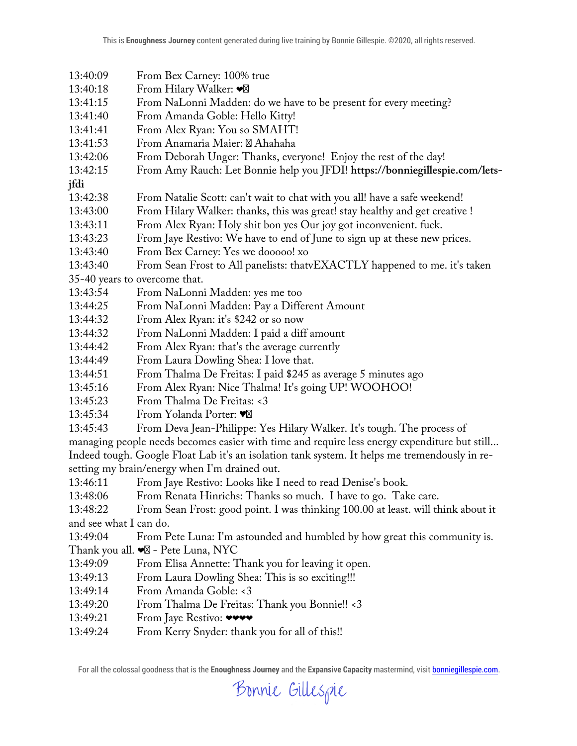13:40:09 From Bex Carney: 100% true
13:40:18 From Hilary Walker: ❤️
13:41:15 From NaLonni Madden: do we have to be present for every meeting?
13:41:40 From Amanda Goble: Hello Kitty!
13:41:41 From Alex Ryan: You so SMAHT!
13:41:53 From Anamaria Maier: 😂 Ahahaha
13:42:06 From Deborah Unger: Thanks, everyone! Enjoy the rest of the day!
13:42:15 From Amy Rauch: Let Bonnie help you JFDI! **https://bonniegillespie.com/lets-jfdi**
13:42:38 From Natalie Scott: can't wait to chat with you all! have a safe weekend!
13:43:00 From Hilary Walker: thanks, this was great! stay healthy and get creative !
13:43:11 From Alex Ryan: Holy shit bon yes Our joy got inconvenient. fuck.
13:43:23 From Jaye Restivo: We have to end of June to sign up at these new prices.
13:43:40 From Bex Carney: Yes we dooooo! xo
13:43:40 From Sean Frost to All panelists: thatvEXACTLY happened to me. it's taken 35-40 years to overcome that.
13:43:54 From NaLonni Madden: yes me too
13:44:25 From NaLonni Madden: Pay a Different Amount
13:44:32 From Alex Ryan: it's $242 or so now
13:44:32 From NaLonni Madden: I paid a diff amount
13:44:42 From Alex Ryan: that's the average currently
13:44:49 From Laura Dowling Shea: I love that.
13:44:51 From Thalma De Freitas: I paid $245 as average 5 minutes ago
13:45:16 From Alex Ryan: Nice Thalma! It's going UP! WOOHOO!
13:45:23 From Thalma De Freitas: <3
13:45:34 From Yolanda Porter: ♥️
13:45:43 From Deva Jean-Philippe: Yes Hilary Walker. It's tough. The process of managing people needs becomes easier with time and require less energy expenditure but still... Indeed tough. Google Float Lab it's an isolation tank system. It helps me tremendously in re-setting my brain/energy when I'm drained out.
13:46:11 From Jaye Restivo: Looks like I need to read Denise's book.
13:48:06 From Renata Hinrichs: Thanks so much. I have to go. Take care.
13:48:22 From Sean Frost: good point. I was thinking 100.00 at least. will think about it and see what I can do.
13:49:04 From Pete Luna: I'm astounded and humbled by how great this community is. Thank you all. ❤️ - Pete Luna, NYC
13:49:09 From Elisa Annette: Thank you for leaving it open.
13:49:13 From Laura Dowling Shea: This is so exciting!!!
13:49:14 From Amanda Goble: <3
13:49:20 From Thalma De Freitas: Thank you Bonnie!! <3
13:49:21 From Jaye Restivo: ❤❤❤❤
13:49:24 From Kerry Snyder: thank you for all of this!!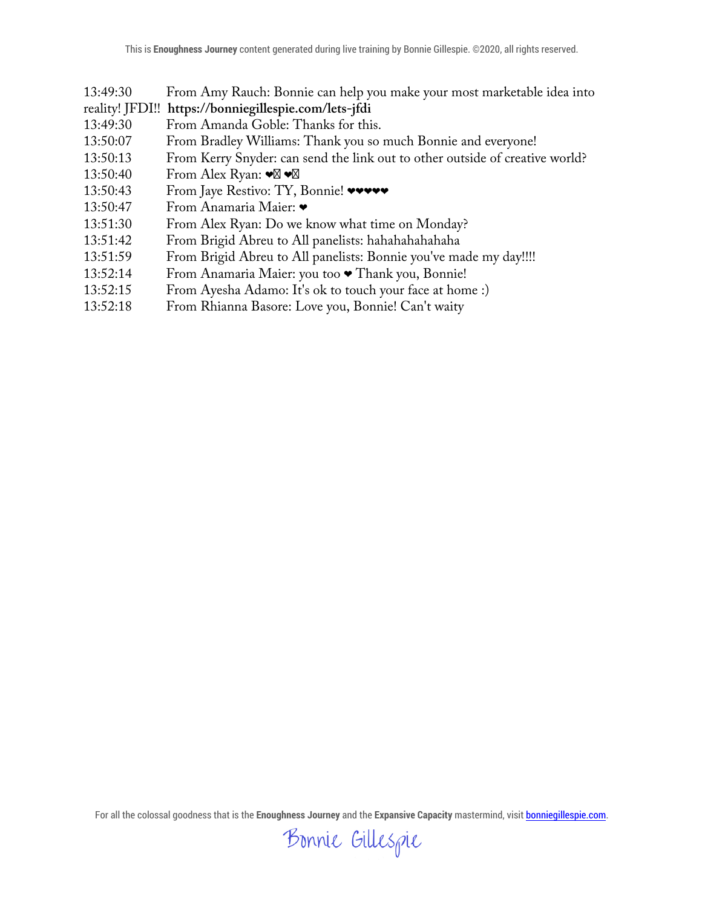13:49:30 From Amy Rauch: Bonnie can help you make your most marketable idea into reality! JFDI!! **https://bonniegillespie.com/lets-jfdi**
13:49:30 From Amanda Goble: Thanks for this.
13:50:07 From Bradley Williams: Thank you so much Bonnie and everyone!
13:50:13 From Kerry Snyder: can send the link out to other outside of creative world?
13:50:40 From Alex Ryan: ❤️ ❤️
13:50:43 From Jaye Restivo: TY, Bonnie! ❤❤❤❤❤
13:50:47 From Anamaria Maier: ❤
13:51:30 From Alex Ryan: Do we know what time on Monday?
13:51:42 From Brigid Abreu to All panelists: hahahahahahaha
13:51:59 From Brigid Abreu to All panelists: Bonnie you've made my day!!!!
13:52:14 From Anamaria Maier: you too ❤ Thank you, Bonnie!
13:52:15 From Ayesha Adamo: It's ok to touch your face at home :)
13:52:18 From Rhianna Basore: Love you, Bonnie! Can't waity